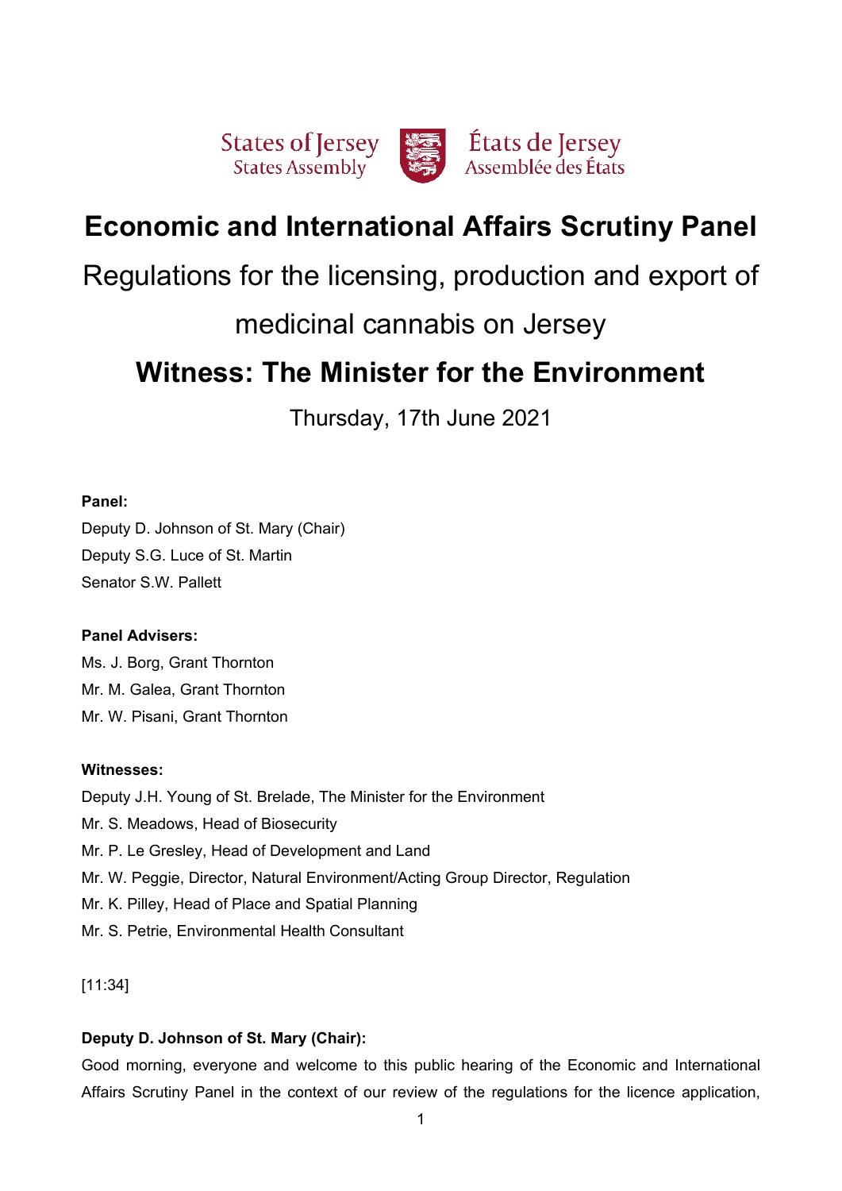States of Jersey
States Assembly

États de Jersey
Assemblée des États

# Economic and International Affairs Scrutiny Panel

## Regulations for the licensing, production and export of medicinal cannabis on Jersey

# Witness: The Minister for the Environment

Thursday, 17th June 2021

**Panel:**

Deputy D. Johnson of St. Mary (Chair)
Deputy S.G. Luce of St. Martin
Senator S.W. Pallett

**Panel Advisers:**

Ms. J. Borg, Grant Thornton
Mr. M. Galea, Grant Thornton
Mr. W. Pisani, Grant Thornton

**Witnesses:**

Deputy J.H. Young of St. Brelade, The Minister for the Environment
Mr. S. Meadows, Head of Biosecurity
Mr. P. Le Gresley, Head of Development and Land
Mr. W. Peggie, Director, Natural Environment/Acting Group Director, Regulation
Mr. K. Pilley, Head of Place and Spatial Planning
Mr. S. Petrie, Environmental Health Consultant

[11:34]

**Deputy D. Johnson of St. Mary (Chair):**

Good morning, everyone and welcome to this public hearing of the Economic and International Affairs Scrutiny Panel in the context of our review of the regulations for the licence application,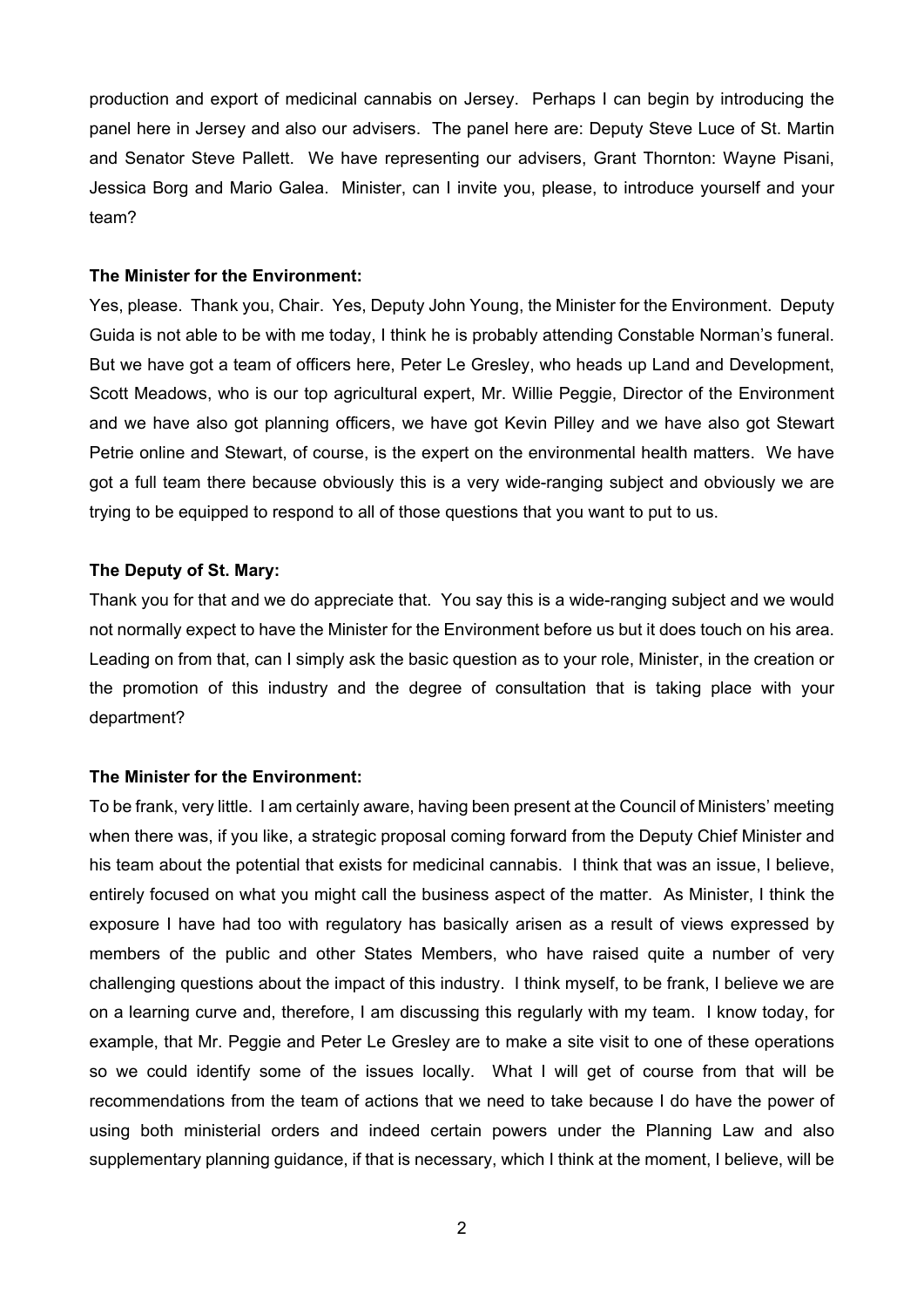production and export of medicinal cannabis on Jersey. Perhaps I can begin by introducing the panel here in Jersey and also our advisers. The panel here are: Deputy Steve Luce of St. Martin and Senator Steve Pallett. We have representing our advisers, Grant Thornton: Wayne Pisani, Jessica Borg and Mario Galea. Minister, can I invite you, please, to introduce yourself and your team?

**The Minister for the Environment:**

Yes, please. Thank you, Chair. Yes, Deputy John Young, the Minister for the Environment. Deputy Guida is not able to be with me today, I think he is probably attending Constable Norman's funeral. But we have got a team of officers here, Peter Le Gresley, who heads up Land and Development, Scott Meadows, who is our top agricultural expert, Mr. Willie Peggie, Director of the Environment and we have also got planning officers, we have got Kevin Pilley and we have also got Stewart Petrie online and Stewart, of course, is the expert on the environmental health matters. We have got a full team there because obviously this is a very wide-ranging subject and obviously we are trying to be equipped to respond to all of those questions that you want to put to us.

**The Deputy of St. Mary:**

Thank you for that and we do appreciate that. You say this is a wide-ranging subject and we would not normally expect to have the Minister for the Environment before us but it does touch on his area. Leading on from that, can I simply ask the basic question as to your role, Minister, in the creation or the promotion of this industry and the degree of consultation that is taking place with your department?

**The Minister for the Environment:**

To be frank, very little. I am certainly aware, having been present at the Council of Ministers' meeting when there was, if you like, a strategic proposal coming forward from the Deputy Chief Minister and his team about the potential that exists for medicinal cannabis. I think that was an issue, I believe, entirely focused on what you might call the business aspect of the matter. As Minister, I think the exposure I have had too with regulatory has basically arisen as a result of views expressed by members of the public and other States Members, who have raised quite a number of very challenging questions about the impact of this industry. I think myself, to be frank, I believe we are on a learning curve and, therefore, I am discussing this regularly with my team. I know today, for example, that Mr. Peggie and Peter Le Gresley are to make a site visit to one of these operations so we could identify some of the issues locally. What I will get of course from that will be recommendations from the team of actions that we need to take because I do have the power of using both ministerial orders and indeed certain powers under the Planning Law and also supplementary planning guidance, if that is necessary, which I think at the moment, I believe, will be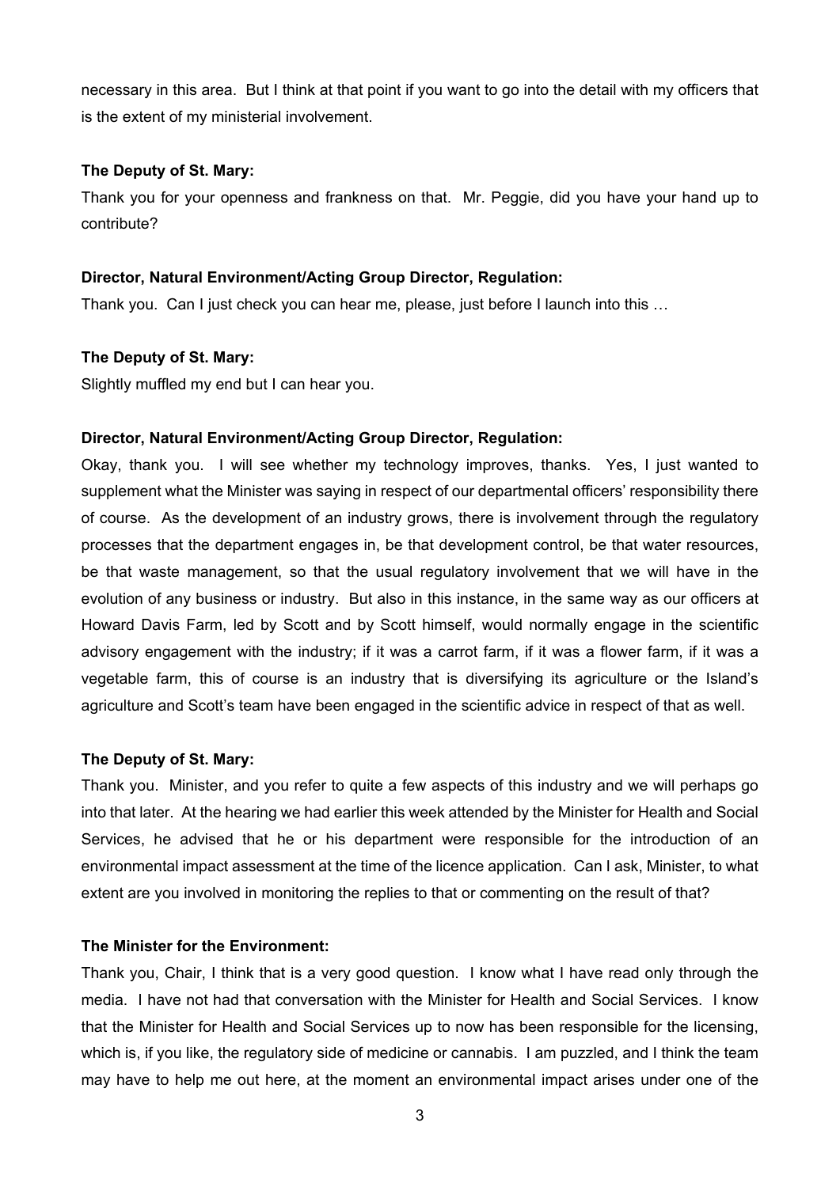necessary in this area. But I think at that point if you want to go into the detail with my officers that is the extent of my ministerial involvement.

**The Deputy of St. Mary:**

Thank you for your openness and frankness on that. Mr. Peggie, did you have your hand up to contribute?

**Director, Natural Environment/Acting Group Director, Regulation:**

Thank you. Can I just check you can hear me, please, just before I launch into this …

**The Deputy of St. Mary:**

Slightly muffled my end but I can hear you.

**Director, Natural Environment/Acting Group Director, Regulation:**

Okay, thank you. I will see whether my technology improves, thanks. Yes, I just wanted to supplement what the Minister was saying in respect of our departmental officers' responsibility there of course. As the development of an industry grows, there is involvement through the regulatory processes that the department engages in, be that development control, be that water resources, be that waste management, so that the usual regulatory involvement that we will have in the evolution of any business or industry. But also in this instance, in the same way as our officers at Howard Davis Farm, led by Scott and by Scott himself, would normally engage in the scientific advisory engagement with the industry; if it was a carrot farm, if it was a flower farm, if it was a vegetable farm, this of course is an industry that is diversifying its agriculture or the Island's agriculture and Scott's team have been engaged in the scientific advice in respect of that as well.

**The Deputy of St. Mary:**

Thank you. Minister, and you refer to quite a few aspects of this industry and we will perhaps go into that later. At the hearing we had earlier this week attended by the Minister for Health and Social Services, he advised that he or his department were responsible for the introduction of an environmental impact assessment at the time of the licence application. Can I ask, Minister, to what extent are you involved in monitoring the replies to that or commenting on the result of that?

**The Minister for the Environment:**

Thank you, Chair, I think that is a very good question. I know what I have read only through the media. I have not had that conversation with the Minister for Health and Social Services. I know that the Minister for Health and Social Services up to now has been responsible for the licensing, which is, if you like, the regulatory side of medicine or cannabis. I am puzzled, and I think the team may have to help me out here, at the moment an environmental impact arises under one of the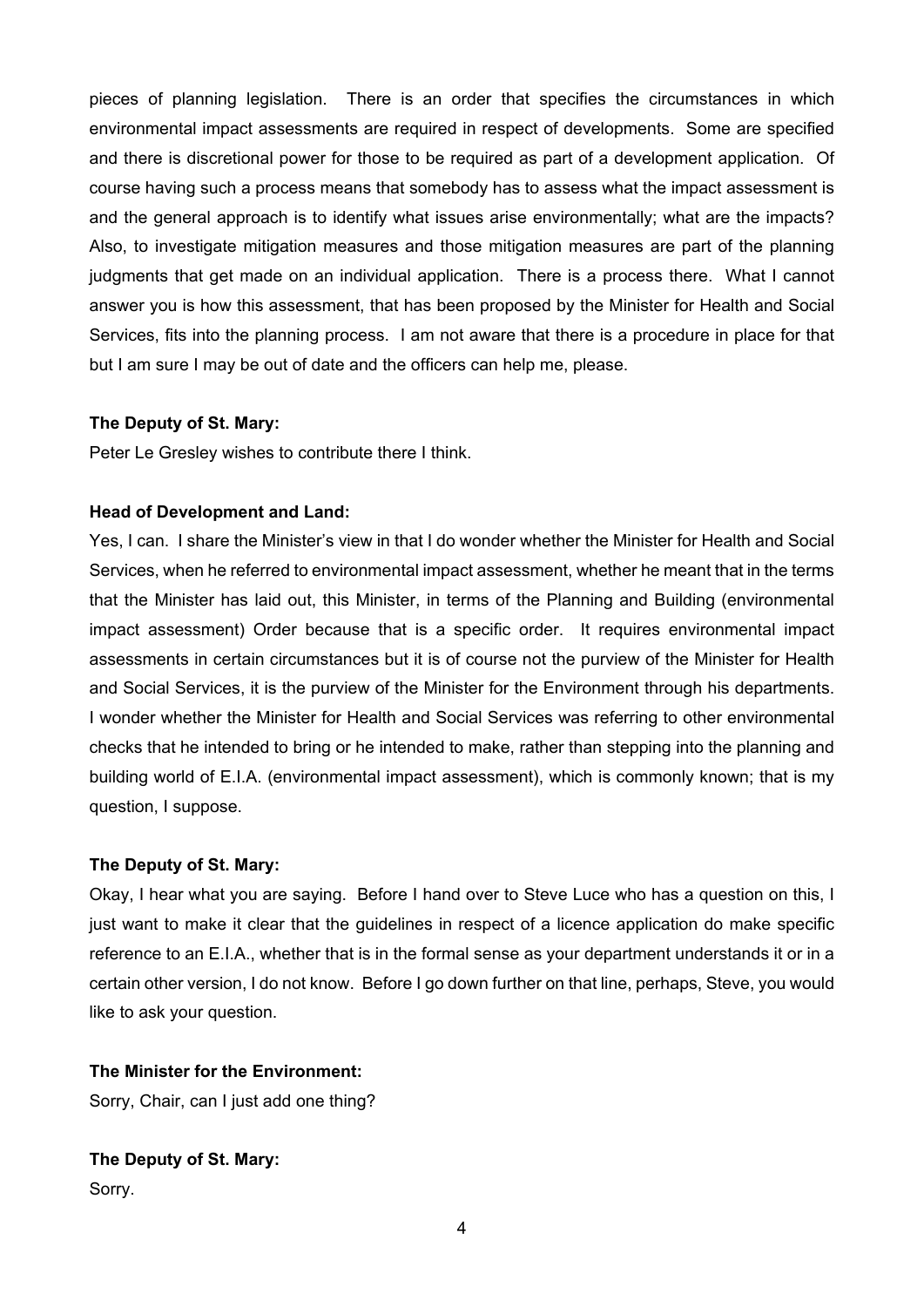pieces of planning legislation. There is an order that specifies the circumstances in which environmental impact assessments are required in respect of developments. Some are specified and there is discretional power for those to be required as part of a development application. Of course having such a process means that somebody has to assess what the impact assessment is and the general approach is to identify what issues arise environmentally; what are the impacts? Also, to investigate mitigation measures and those mitigation measures are part of the planning judgments that get made on an individual application. There is a process there. What I cannot answer you is how this assessment, that has been proposed by the Minister for Health and Social Services, fits into the planning process. I am not aware that there is a procedure in place for that but I am sure I may be out of date and the officers can help me, please.

**The Deputy of St. Mary:**

Peter Le Gresley wishes to contribute there I think.

**Head of Development and Land:**

Yes, I can. I share the Minister's view in that I do wonder whether the Minister for Health and Social Services, when he referred to environmental impact assessment, whether he meant that in the terms that the Minister has laid out, this Minister, in terms of the Planning and Building (environmental impact assessment) Order because that is a specific order. It requires environmental impact assessments in certain circumstances but it is of course not the purview of the Minister for Health and Social Services, it is the purview of the Minister for the Environment through his departments. I wonder whether the Minister for Health and Social Services was referring to other environmental checks that he intended to bring or he intended to make, rather than stepping into the planning and building world of E.I.A. (environmental impact assessment), which is commonly known; that is my question, I suppose.

**The Deputy of St. Mary:**

Okay, I hear what you are saying. Before I hand over to Steve Luce who has a question on this, I just want to make it clear that the guidelines in respect of a licence application do make specific reference to an E.I.A., whether that is in the formal sense as your department understands it or in a certain other version, I do not know. Before I go down further on that line, perhaps, Steve, you would like to ask your question.

**The Minister for the Environment:**

Sorry, Chair, can I just add one thing?

**The Deputy of St. Mary:**

Sorry.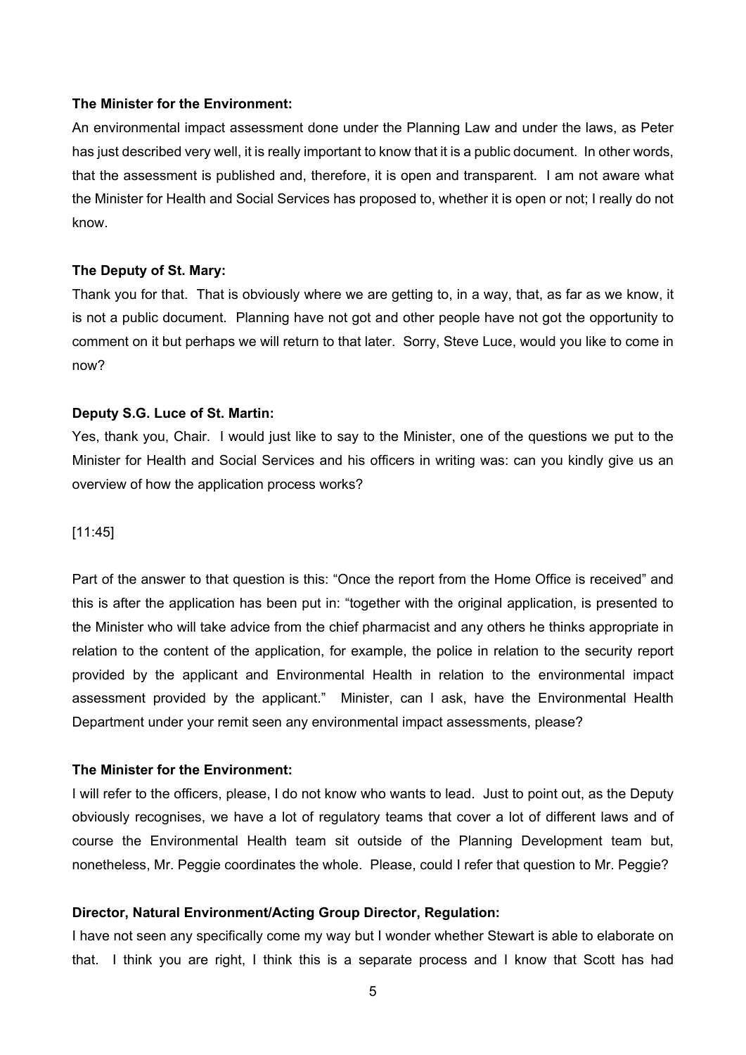**The Minister for the Environment:**

An environmental impact assessment done under the Planning Law and under the laws, as Peter has just described very well, it is really important to know that it is a public document. In other words, that the assessment is published and, therefore, it is open and transparent. I am not aware what the Minister for Health and Social Services has proposed to, whether it is open or not; I really do not know.

**The Deputy of St. Mary:**

Thank you for that. That is obviously where we are getting to, in a way, that, as far as we know, it is not a public document. Planning have not got and other people have not got the opportunity to comment on it but perhaps we will return to that later. Sorry, Steve Luce, would you like to come in now?

**Deputy S.G. Luce of St. Martin:**

Yes, thank you, Chair. I would just like to say to the Minister, one of the questions we put to the Minister for Health and Social Services and his officers in writing was: can you kindly give us an overview of how the application process works?

[11:45]

Part of the answer to that question is this: "Once the report from the Home Office is received" and this is after the application has been put in: "together with the original application, is presented to the Minister who will take advice from the chief pharmacist and any others he thinks appropriate in relation to the content of the application, for example, the police in relation to the security report provided by the applicant and Environmental Health in relation to the environmental impact assessment provided by the applicant." Minister, can I ask, have the Environmental Health Department under your remit seen any environmental impact assessments, please?

**The Minister for the Environment:**

I will refer to the officers, please, I do not know who wants to lead. Just to point out, as the Deputy obviously recognises, we have a lot of regulatory teams that cover a lot of different laws and of course the Environmental Health team sit outside of the Planning Development team but, nonetheless, Mr. Peggie coordinates the whole. Please, could I refer that question to Mr. Peggie?

**Director, Natural Environment/Acting Group Director, Regulation:**

I have not seen any specifically come my way but I wonder whether Stewart is able to elaborate on that. I think you are right, I think this is a separate process and I know that Scott has had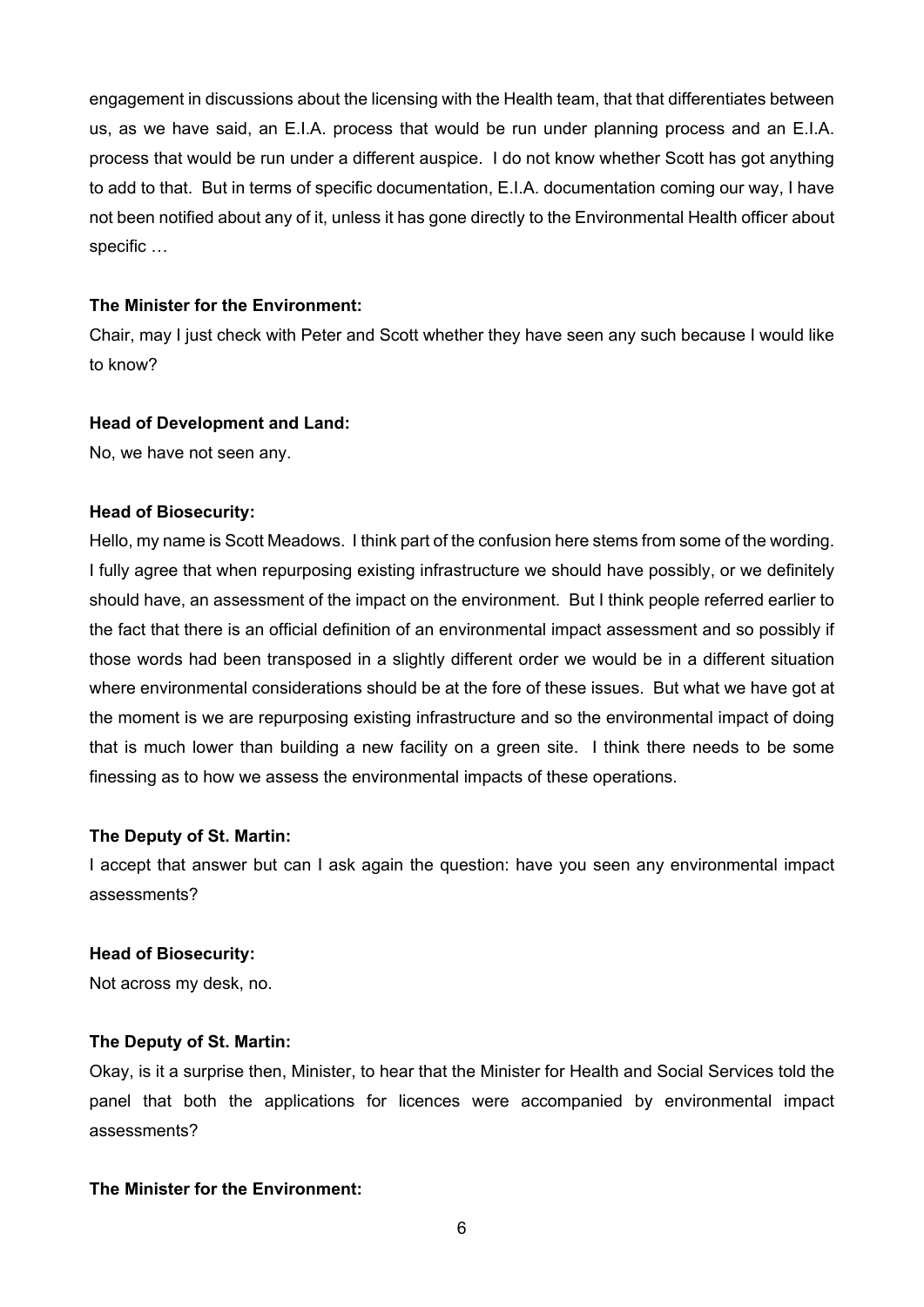engagement in discussions about the licensing with the Health team, that that differentiates between us, as we have said, an E.I.A. process that would be run under planning process and an E.I.A. process that would be run under a different auspice. I do not know whether Scott has got anything to add to that. But in terms of specific documentation, E.I.A. documentation coming our way, I have not been notified about any of it, unless it has gone directly to the Environmental Health officer about specific …

**The Minister for the Environment:**

Chair, may I just check with Peter and Scott whether they have seen any such because I would like to know?

**Head of Development and Land:**

No, we have not seen any.

**Head of Biosecurity:**

Hello, my name is Scott Meadows. I think part of the confusion here stems from some of the wording. I fully agree that when repurposing existing infrastructure we should have possibly, or we definitely should have, an assessment of the impact on the environment. But I think people referred earlier to the fact that there is an official definition of an environmental impact assessment and so possibly if those words had been transposed in a slightly different order we would be in a different situation where environmental considerations should be at the fore of these issues. But what we have got at the moment is we are repurposing existing infrastructure and so the environmental impact of doing that is much lower than building a new facility on a green site. I think there needs to be some finessing as to how we assess the environmental impacts of these operations.

**The Deputy of St. Martin:**

I accept that answer but can I ask again the question: have you seen any environmental impact assessments?

**Head of Biosecurity:**

Not across my desk, no.

**The Deputy of St. Martin:**

Okay, is it a surprise then, Minister, to hear that the Minister for Health and Social Services told the panel that both the applications for licences were accompanied by environmental impact assessments?

**The Minister for the Environment:**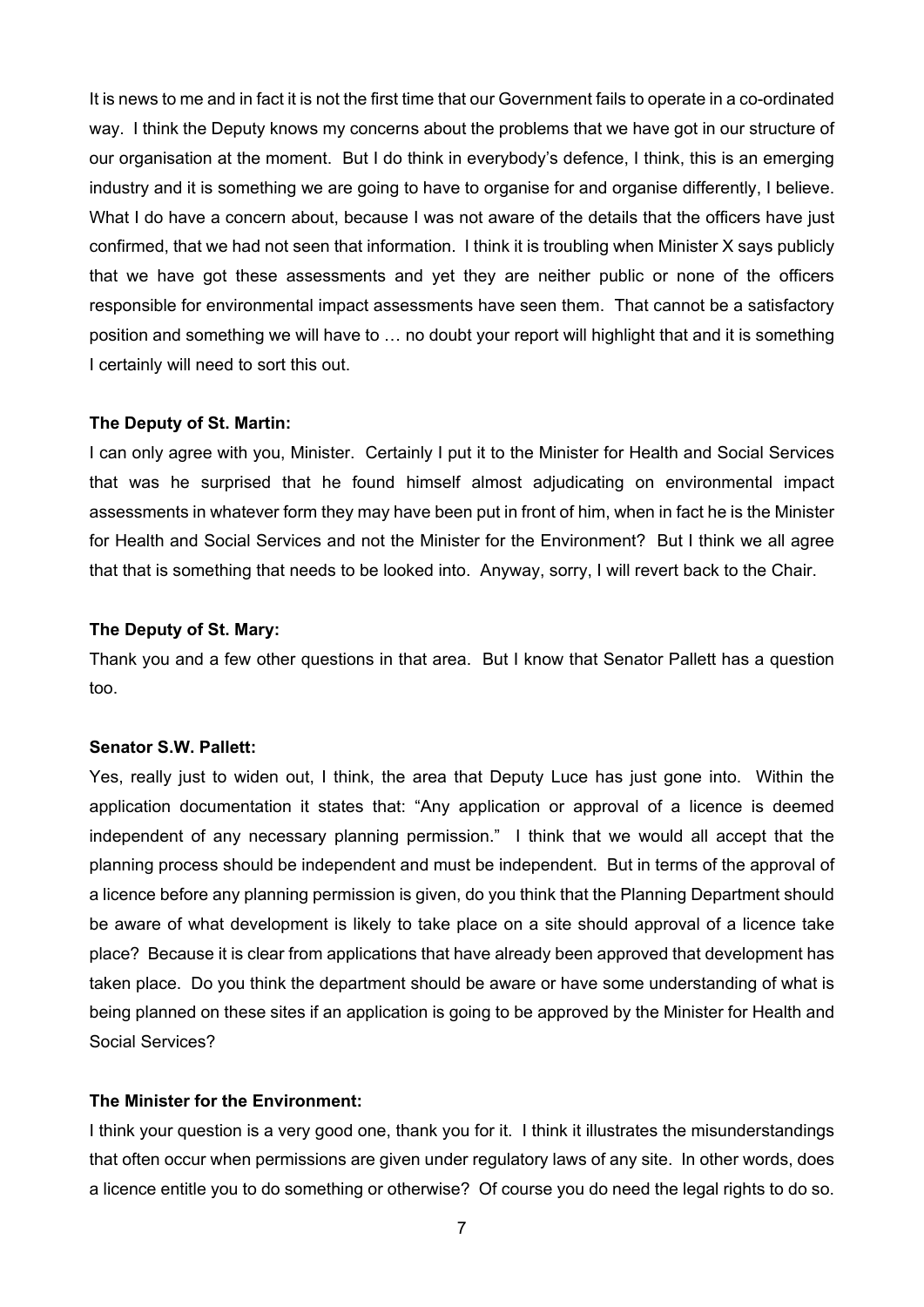It is news to me and in fact it is not the first time that our Government fails to operate in a co-ordinated way. I think the Deputy knows my concerns about the problems that we have got in our structure of our organisation at the moment. But I do think in everybody's defence, I think, this is an emerging industry and it is something we are going to have to organise for and organise differently, I believe. What I do have a concern about, because I was not aware of the details that the officers have just confirmed, that we had not seen that information. I think it is troubling when Minister X says publicly that we have got these assessments and yet they are neither public or none of the officers responsible for environmental impact assessments have seen them. That cannot be a satisfactory position and something we will have to … no doubt your report will highlight that and it is something I certainly will need to sort this out.

**The Deputy of St. Martin:**

I can only agree with you, Minister. Certainly I put it to the Minister for Health and Social Services that was he surprised that he found himself almost adjudicating on environmental impact assessments in whatever form they may have been put in front of him, when in fact he is the Minister for Health and Social Services and not the Minister for the Environment? But I think we all agree that that is something that needs to be looked into. Anyway, sorry, I will revert back to the Chair.

**The Deputy of St. Mary:**

Thank you and a few other questions in that area. But I know that Senator Pallett has a question too.

**Senator S.W. Pallett:**

Yes, really just to widen out, I think, the area that Deputy Luce has just gone into. Within the application documentation it states that: "Any application or approval of a licence is deemed independent of any necessary planning permission." I think that we would all accept that the planning process should be independent and must be independent. But in terms of the approval of a licence before any planning permission is given, do you think that the Planning Department should be aware of what development is likely to take place on a site should approval of a licence take place? Because it is clear from applications that have already been approved that development has taken place. Do you think the department should be aware or have some understanding of what is being planned on these sites if an application is going to be approved by the Minister for Health and Social Services?

**The Minister for the Environment:**

I think your question is a very good one, thank you for it. I think it illustrates the misunderstandings that often occur when permissions are given under regulatory laws of any site. In other words, does a licence entitle you to do something or otherwise? Of course you do need the legal rights to do so.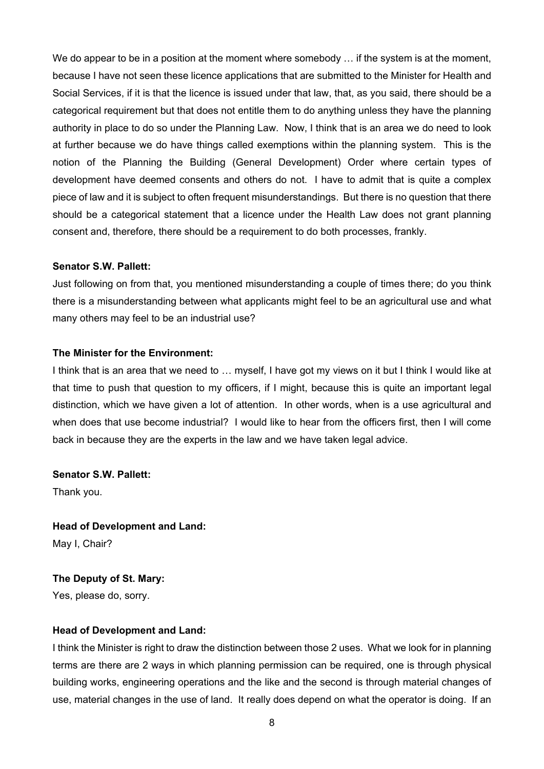We do appear to be in a position at the moment where somebody … if the system is at the moment, because I have not seen these licence applications that are submitted to the Minister for Health and Social Services, if it is that the licence is issued under that law, that, as you said, there should be a categorical requirement but that does not entitle them to do anything unless they have the planning authority in place to do so under the Planning Law. Now, I think that is an area we do need to look at further because we do have things called exemptions within the planning system. This is the notion of the Planning the Building (General Development) Order where certain types of development have deemed consents and others do not. I have to admit that is quite a complex piece of law and it is subject to often frequent misunderstandings. But there is no question that there should be a categorical statement that a licence under the Health Law does not grant planning consent and, therefore, there should be a requirement to do both processes, frankly.

**Senator S.W. Pallett:**

Just following on from that, you mentioned misunderstanding a couple of times there; do you think there is a misunderstanding between what applicants might feel to be an agricultural use and what many others may feel to be an industrial use?

**The Minister for the Environment:**

I think that is an area that we need to … myself, I have got my views on it but I think I would like at that time to push that question to my officers, if I might, because this is quite an important legal distinction, which we have given a lot of attention. In other words, when is a use agricultural and when does that use become industrial? I would like to hear from the officers first, then I will come back in because they are the experts in the law and we have taken legal advice.

**Senator S.W. Pallett:**

Thank you.

**Head of Development and Land:**

May I, Chair?

**The Deputy of St. Mary:**

Yes, please do, sorry.

**Head of Development and Land:**

I think the Minister is right to draw the distinction between those 2 uses. What we look for in planning terms are there are 2 ways in which planning permission can be required, one is through physical building works, engineering operations and the like and the second is through material changes of use, material changes in the use of land. It really does depend on what the operator is doing. If an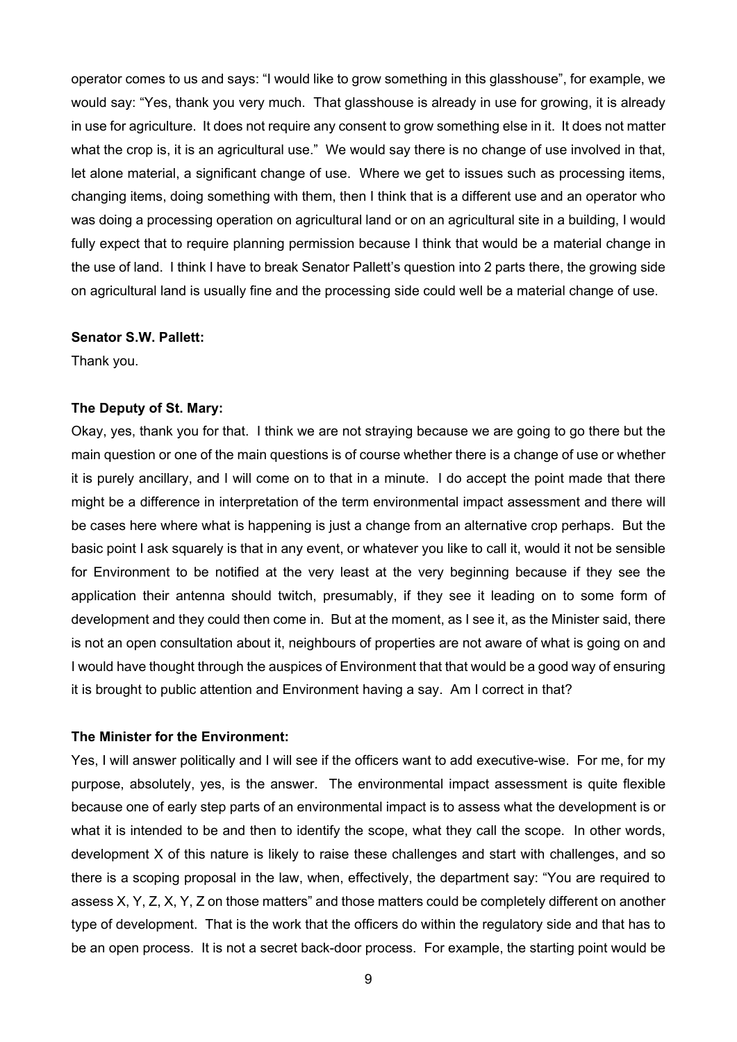operator comes to us and says: "I would like to grow something in this glasshouse", for example, we would say: "Yes, thank you very much. That glasshouse is already in use for growing, it is already in use for agriculture. It does not require any consent to grow something else in it. It does not matter what the crop is, it is an agricultural use." We would say there is no change of use involved in that, let alone material, a significant change of use. Where we get to issues such as processing items, changing items, doing something with them, then I think that is a different use and an operator who was doing a processing operation on agricultural land or on an agricultural site in a building, I would fully expect that to require planning permission because I think that would be a material change in the use of land. I think I have to break Senator Pallett's question into 2 parts there, the growing side on agricultural land is usually fine and the processing side could well be a material change of use.

**Senator S.W. Pallett:**

Thank you.

**The Deputy of St. Mary:**

Okay, yes, thank you for that. I think we are not straying because we are going to go there but the main question or one of the main questions is of course whether there is a change of use or whether it is purely ancillary, and I will come on to that in a minute. I do accept the point made that there might be a difference in interpretation of the term environmental impact assessment and there will be cases here where what is happening is just a change from an alternative crop perhaps. But the basic point I ask squarely is that in any event, or whatever you like to call it, would it not be sensible for Environment to be notified at the very least at the very beginning because if they see the application their antenna should twitch, presumably, if they see it leading on to some form of development and they could then come in. But at the moment, as I see it, as the Minister said, there is not an open consultation about it, neighbours of properties are not aware of what is going on and I would have thought through the auspices of Environment that that would be a good way of ensuring it is brought to public attention and Environment having a say. Am I correct in that?

**The Minister for the Environment:**

Yes, I will answer politically and I will see if the officers want to add executive-wise. For me, for my purpose, absolutely, yes, is the answer. The environmental impact assessment is quite flexible because one of early step parts of an environmental impact is to assess what the development is or what it is intended to be and then to identify the scope, what they call the scope. In other words, development X of this nature is likely to raise these challenges and start with challenges, and so there is a scoping proposal in the law, when, effectively, the department say: "You are required to assess X, Y, Z, X, Y, Z on those matters" and those matters could be completely different on another type of development. That is the work that the officers do within the regulatory side and that has to be an open process. It is not a secret back-door process. For example, the starting point would be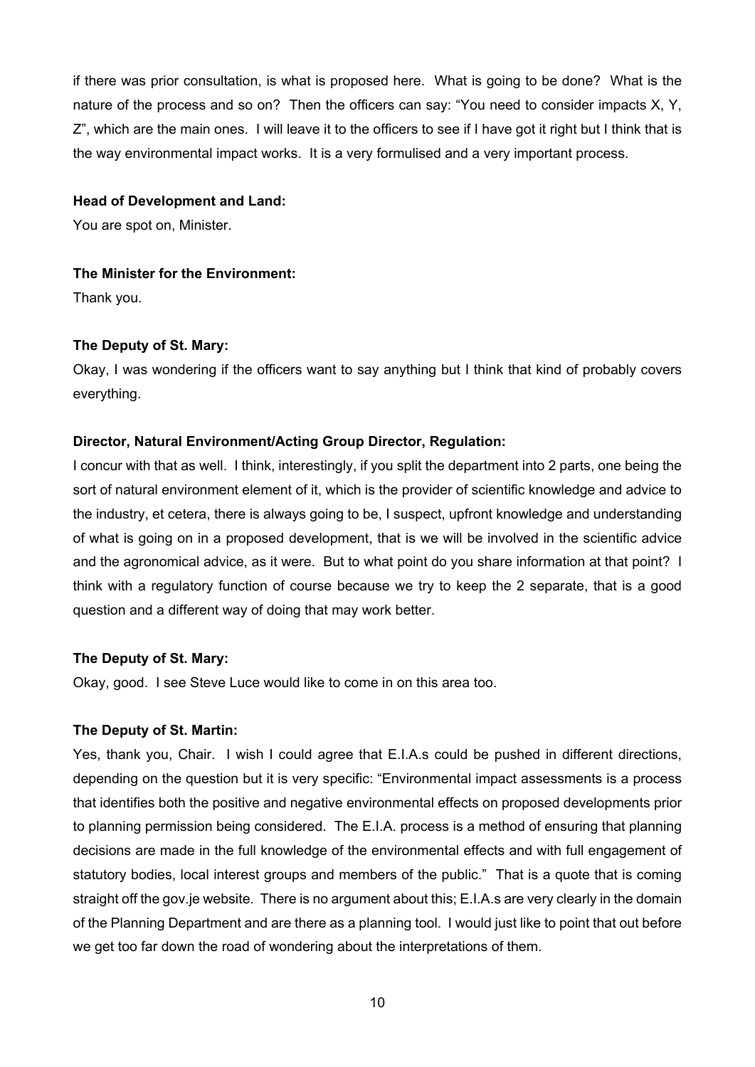if there was prior consultation, is what is proposed here. What is going to be done? What is the nature of the process and so on? Then the officers can say: "You need to consider impacts X, Y, Z", which are the main ones. I will leave it to the officers to see if I have got it right but I think that is the way environmental impact works. It is a very formulised and a very important process.

**Head of Development and Land:**

You are spot on, Minister.

**The Minister for the Environment:**

Thank you.

**The Deputy of St. Mary:**

Okay, I was wondering if the officers want to say anything but I think that kind of probably covers everything.

**Director, Natural Environment/Acting Group Director, Regulation:**

I concur with that as well. I think, interestingly, if you split the department into 2 parts, one being the sort of natural environment element of it, which is the provider of scientific knowledge and advice to the industry, et cetera, there is always going to be, I suspect, upfront knowledge and understanding of what is going on in a proposed development, that is we will be involved in the scientific advice and the agronomical advice, as it were. But to what point do you share information at that point? I think with a regulatory function of course because we try to keep the 2 separate, that is a good question and a different way of doing that may work better.

**The Deputy of St. Mary:**

Okay, good. I see Steve Luce would like to come in on this area too.

**The Deputy of St. Martin:**

Yes, thank you, Chair. I wish I could agree that E.I.A.s could be pushed in different directions, depending on the question but it is very specific: "Environmental impact assessments is a process that identifies both the positive and negative environmental effects on proposed developments prior to planning permission being considered. The E.I.A. process is a method of ensuring that planning decisions are made in the full knowledge of the environmental effects and with full engagement of statutory bodies, local interest groups and members of the public." That is a quote that is coming straight off the gov.je website. There is no argument about this; E.I.A.s are very clearly in the domain of the Planning Department and are there as a planning tool. I would just like to point that out before we get too far down the road of wondering about the interpretations of them.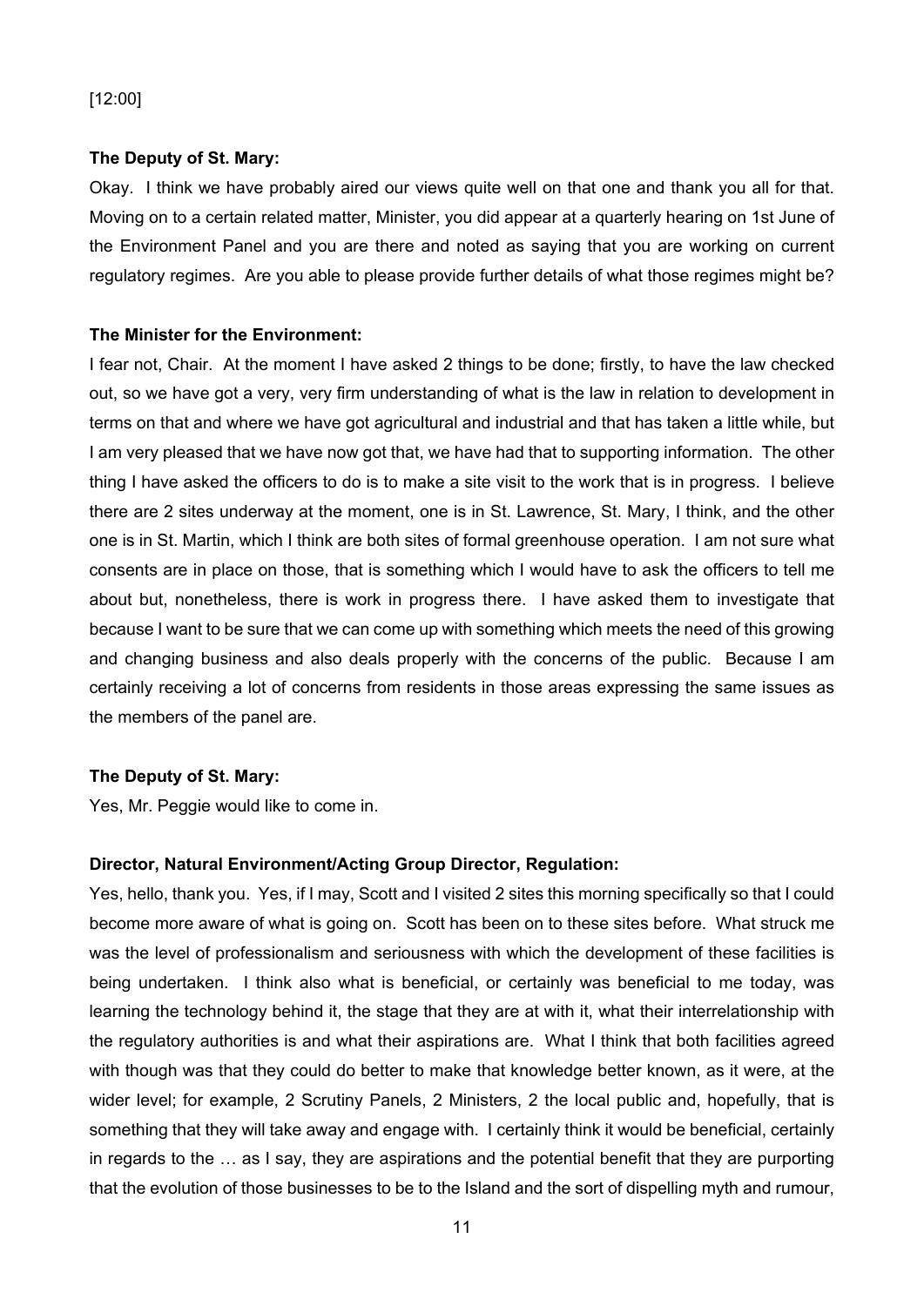[12:00]

**The Deputy of St. Mary:**

Okay. I think we have probably aired our views quite well on that one and thank you all for that. Moving on to a certain related matter, Minister, you did appear at a quarterly hearing on 1st June of the Environment Panel and you are there and noted as saying that you are working on current regulatory regimes. Are you able to please provide further details of what those regimes might be?

**The Minister for the Environment:**

I fear not, Chair. At the moment I have asked 2 things to be done; firstly, to have the law checked out, so we have got a very, very firm understanding of what is the law in relation to development in terms on that and where we have got agricultural and industrial and that has taken a little while, but I am very pleased that we have now got that, we have had that to supporting information. The other thing I have asked the officers to do is to make a site visit to the work that is in progress. I believe there are 2 sites underway at the moment, one is in St. Lawrence, St. Mary, I think, and the other one is in St. Martin, which I think are both sites of formal greenhouse operation. I am not sure what consents are in place on those, that is something which I would have to ask the officers to tell me about but, nonetheless, there is work in progress there. I have asked them to investigate that because I want to be sure that we can come up with something which meets the need of this growing and changing business and also deals properly with the concerns of the public. Because I am certainly receiving a lot of concerns from residents in those areas expressing the same issues as the members of the panel are.

**The Deputy of St. Mary:**

Yes, Mr. Peggie would like to come in.

**Director, Natural Environment/Acting Group Director, Regulation:**

Yes, hello, thank you. Yes, if I may, Scott and I visited 2 sites this morning specifically so that I could become more aware of what is going on. Scott has been on to these sites before. What struck me was the level of professionalism and seriousness with which the development of these facilities is being undertaken. I think also what is beneficial, or certainly was beneficial to me today, was learning the technology behind it, the stage that they are at with it, what their interrelationship with the regulatory authorities is and what their aspirations are. What I think that both facilities agreed with though was that they could do better to make that knowledge better known, as it were, at the wider level; for example, 2 Scrutiny Panels, 2 Ministers, 2 the local public and, hopefully, that is something that they will take away and engage with. I certainly think it would be beneficial, certainly in regards to the … as I say, they are aspirations and the potential benefit that they are purporting that the evolution of those businesses to be to the Island and the sort of dispelling myth and rumour,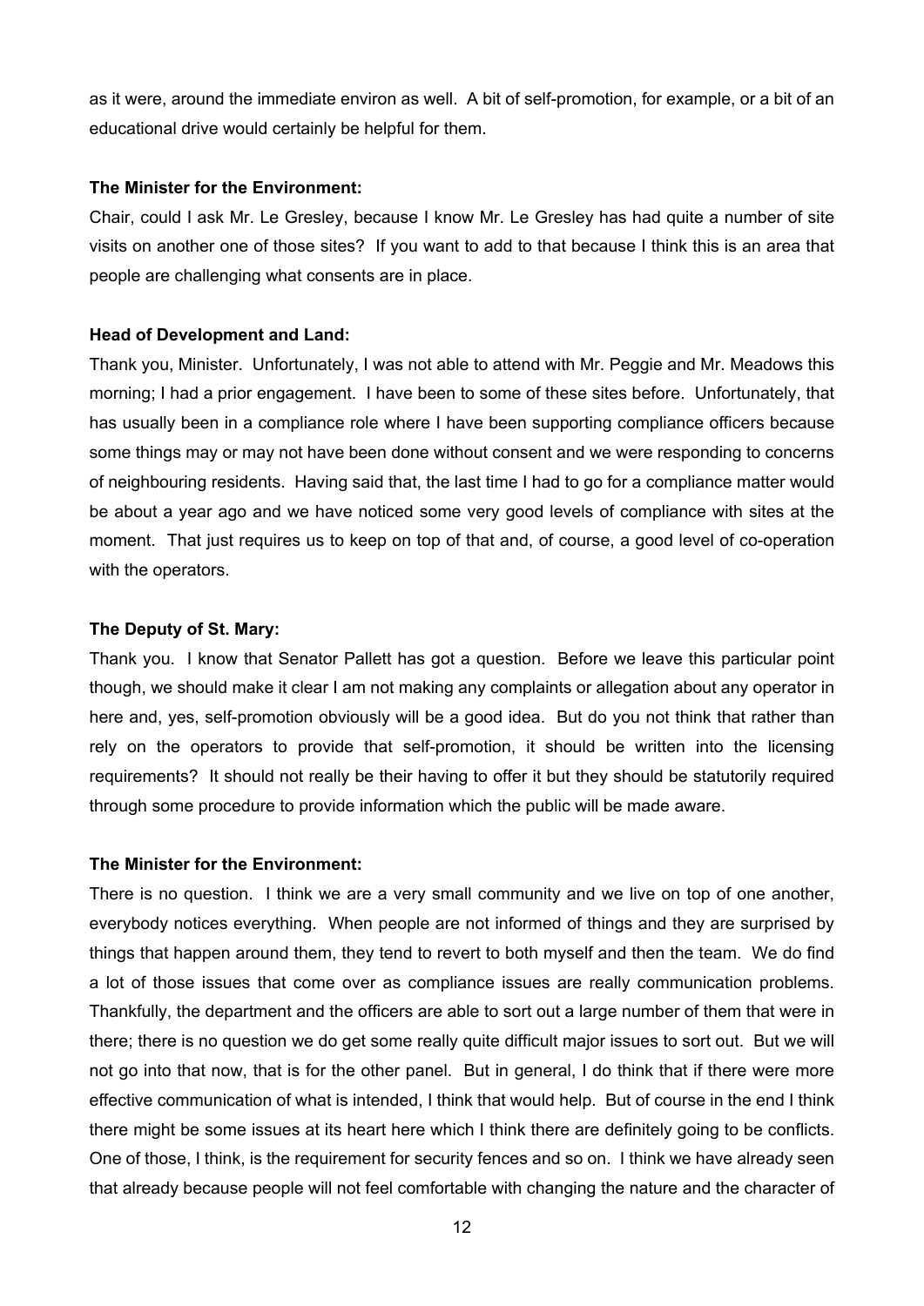as it were, around the immediate environ as well. A bit of self-promotion, for example, or a bit of an educational drive would certainly be helpful for them.

**The Minister for the Environment:**

Chair, could I ask Mr. Le Gresley, because I know Mr. Le Gresley has had quite a number of site visits on another one of those sites? If you want to add to that because I think this is an area that people are challenging what consents are in place.

**Head of Development and Land:**

Thank you, Minister. Unfortunately, I was not able to attend with Mr. Peggie and Mr. Meadows this morning; I had a prior engagement. I have been to some of these sites before. Unfortunately, that has usually been in a compliance role where I have been supporting compliance officers because some things may or may not have been done without consent and we were responding to concerns of neighbouring residents. Having said that, the last time I had to go for a compliance matter would be about a year ago and we have noticed some very good levels of compliance with sites at the moment. That just requires us to keep on top of that and, of course, a good level of co-operation with the operators.

**The Deputy of St. Mary:**

Thank you. I know that Senator Pallett has got a question. Before we leave this particular point though, we should make it clear I am not making any complaints or allegation about any operator in here and, yes, self-promotion obviously will be a good idea. But do you not think that rather than rely on the operators to provide that self-promotion, it should be written into the licensing requirements? It should not really be their having to offer it but they should be statutorily required through some procedure to provide information which the public will be made aware.

**The Minister for the Environment:**

There is no question. I think we are a very small community and we live on top of one another, everybody notices everything. When people are not informed of things and they are surprised by things that happen around them, they tend to revert to both myself and then the team. We do find a lot of those issues that come over as compliance issues are really communication problems. Thankfully, the department and the officers are able to sort out a large number of them that were in there; there is no question we do get some really quite difficult major issues to sort out. But we will not go into that now, that is for the other panel. But in general, I do think that if there were more effective communication of what is intended, I think that would help. But of course in the end I think there might be some issues at its heart here which I think there are definitely going to be conflicts. One of those, I think, is the requirement for security fences and so on. I think we have already seen that already because people will not feel comfortable with changing the nature and the character of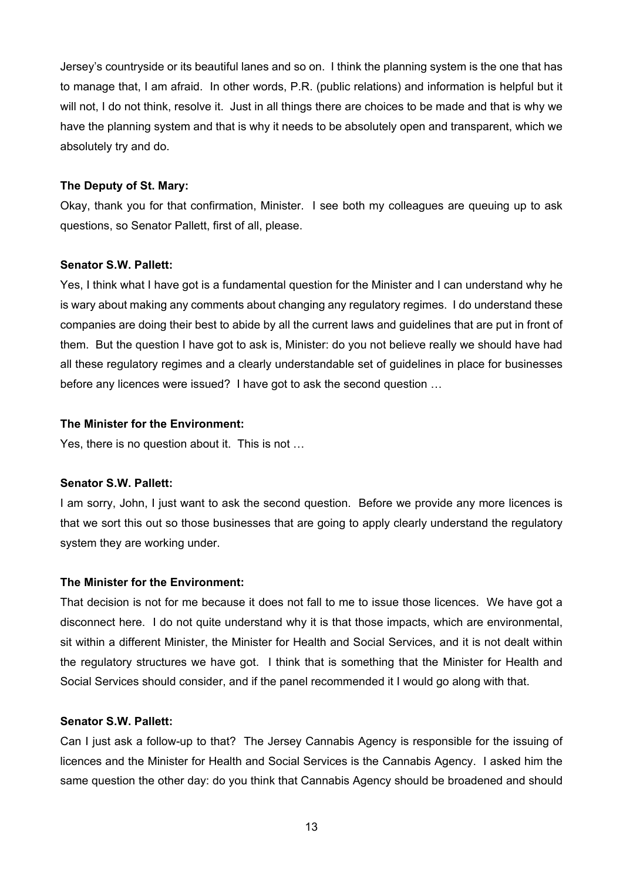Jersey's countryside or its beautiful lanes and so on. I think the planning system is the one that has to manage that, I am afraid. In other words, P.R. (public relations) and information is helpful but it will not, I do not think, resolve it. Just in all things there are choices to be made and that is why we have the planning system and that is why it needs to be absolutely open and transparent, which we absolutely try and do.

**The Deputy of St. Mary:**

Okay, thank you for that confirmation, Minister. I see both my colleagues are queuing up to ask questions, so Senator Pallett, first of all, please.

**Senator S.W. Pallett:**

Yes, I think what I have got is a fundamental question for the Minister and I can understand why he is wary about making any comments about changing any regulatory regimes. I do understand these companies are doing their best to abide by all the current laws and guidelines that are put in front of them. But the question I have got to ask is, Minister: do you not believe really we should have had all these regulatory regimes and a clearly understandable set of guidelines in place for businesses before any licences were issued? I have got to ask the second question …

**The Minister for the Environment:**

Yes, there is no question about it. This is not …

**Senator S.W. Pallett:**

I am sorry, John, I just want to ask the second question. Before we provide any more licences is that we sort this out so those businesses that are going to apply clearly understand the regulatory system they are working under.

**The Minister for the Environment:**

That decision is not for me because it does not fall to me to issue those licences. We have got a disconnect here. I do not quite understand why it is that those impacts, which are environmental, sit within a different Minister, the Minister for Health and Social Services, and it is not dealt within the regulatory structures we have got. I think that is something that the Minister for Health and Social Services should consider, and if the panel recommended it I would go along with that.

**Senator S.W. Pallett:**

Can I just ask a follow-up to that? The Jersey Cannabis Agency is responsible for the issuing of licences and the Minister for Health and Social Services is the Cannabis Agency. I asked him the same question the other day: do you think that Cannabis Agency should be broadened and should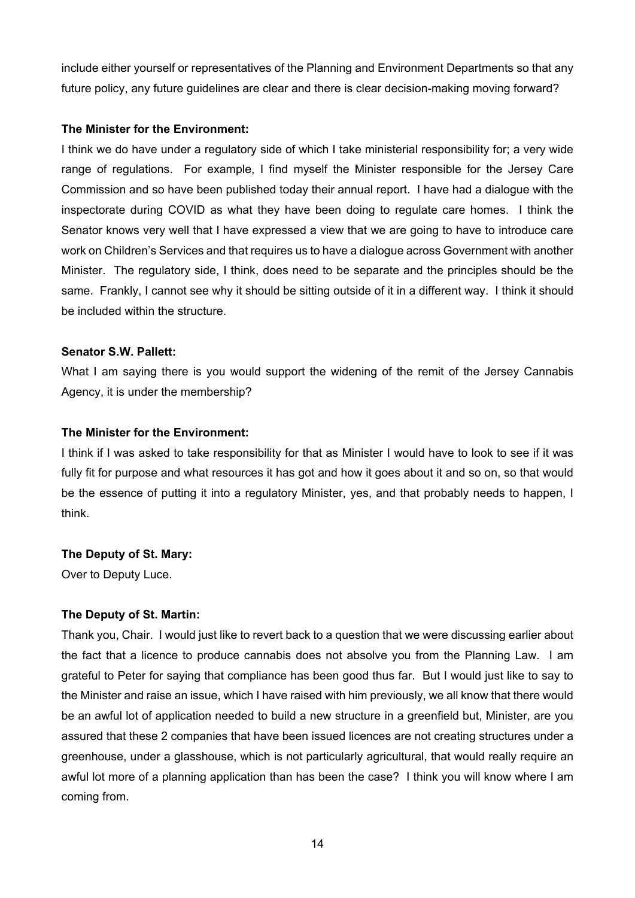include either yourself or representatives of the Planning and Environment Departments so that any future policy, any future guidelines are clear and there is clear decision-making moving forward?

**The Minister for the Environment:**

I think we do have under a regulatory side of which I take ministerial responsibility for; a very wide range of regulations. For example, I find myself the Minister responsible for the Jersey Care Commission and so have been published today their annual report. I have had a dialogue with the inspectorate during COVID as what they have been doing to regulate care homes. I think the Senator knows very well that I have expressed a view that we are going to have to introduce care work on Children's Services and that requires us to have a dialogue across Government with another Minister. The regulatory side, I think, does need to be separate and the principles should be the same. Frankly, I cannot see why it should be sitting outside of it in a different way. I think it should be included within the structure.

**Senator S.W. Pallett:**

What I am saying there is you would support the widening of the remit of the Jersey Cannabis Agency, it is under the membership?

**The Minister for the Environment:**

I think if I was asked to take responsibility for that as Minister I would have to look to see if it was fully fit for purpose and what resources it has got and how it goes about it and so on, so that would be the essence of putting it into a regulatory Minister, yes, and that probably needs to happen, I think.

**The Deputy of St. Mary:**

Over to Deputy Luce.

**The Deputy of St. Martin:**

Thank you, Chair. I would just like to revert back to a question that we were discussing earlier about the fact that a licence to produce cannabis does not absolve you from the Planning Law. I am grateful to Peter for saying that compliance has been good thus far. But I would just like to say to the Minister and raise an issue, which I have raised with him previously, we all know that there would be an awful lot of application needed to build a new structure in a greenfield but, Minister, are you assured that these 2 companies that have been issued licences are not creating structures under a greenhouse, under a glasshouse, which is not particularly agricultural, that would really require an awful lot more of a planning application than has been the case? I think you will know where I am coming from.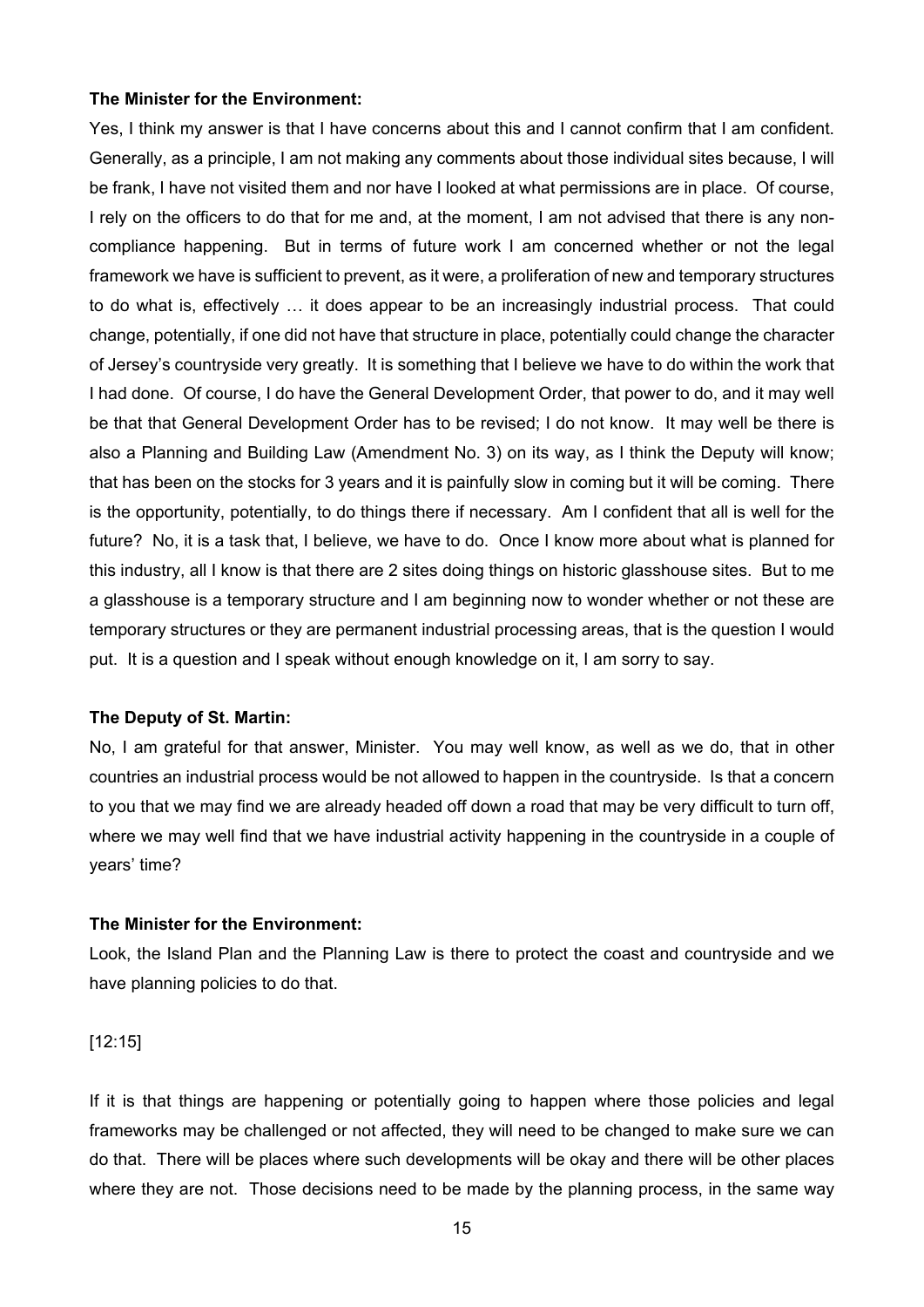**The Minister for the Environment:**

Yes, I think my answer is that I have concerns about this and I cannot confirm that I am confident. Generally, as a principle, I am not making any comments about those individual sites because, I will be frank, I have not visited them and nor have I looked at what permissions are in place. Of course, I rely on the officers to do that for me and, at the moment, I am not advised that there is any non-compliance happening. But in terms of future work I am concerned whether or not the legal framework we have is sufficient to prevent, as it were, a proliferation of new and temporary structures to do what is, effectively … it does appear to be an increasingly industrial process. That could change, potentially, if one did not have that structure in place, potentially could change the character of Jersey's countryside very greatly. It is something that I believe we have to do within the work that I had done. Of course, I do have the General Development Order, that power to do, and it may well be that that General Development Order has to be revised; I do not know. It may well be there is also a Planning and Building Law (Amendment No. 3) on its way, as I think the Deputy will know; that has been on the stocks for 3 years and it is painfully slow in coming but it will be coming. There is the opportunity, potentially, to do things there if necessary. Am I confident that all is well for the future? No, it is a task that, I believe, we have to do. Once I know more about what is planned for this industry, all I know is that there are 2 sites doing things on historic glasshouse sites. But to me a glasshouse is a temporary structure and I am beginning now to wonder whether or not these are temporary structures or they are permanent industrial processing areas, that is the question I would put. It is a question and I speak without enough knowledge on it, I am sorry to say.

**The Deputy of St. Martin:**

No, I am grateful for that answer, Minister. You may well know, as well as we do, that in other countries an industrial process would be not allowed to happen in the countryside. Is that a concern to you that we may find we are already headed off down a road that may be very difficult to turn off, where we may well find that we have industrial activity happening in the countryside in a couple of years' time?

**The Minister for the Environment:**

Look, the Island Plan and the Planning Law is there to protect the coast and countryside and we have planning policies to do that.

[12:15]

If it is that things are happening or potentially going to happen where those policies and legal frameworks may be challenged or not affected, they will need to be changed to make sure we can do that. There will be places where such developments will be okay and there will be other places where they are not. Those decisions need to be made by the planning process, in the same way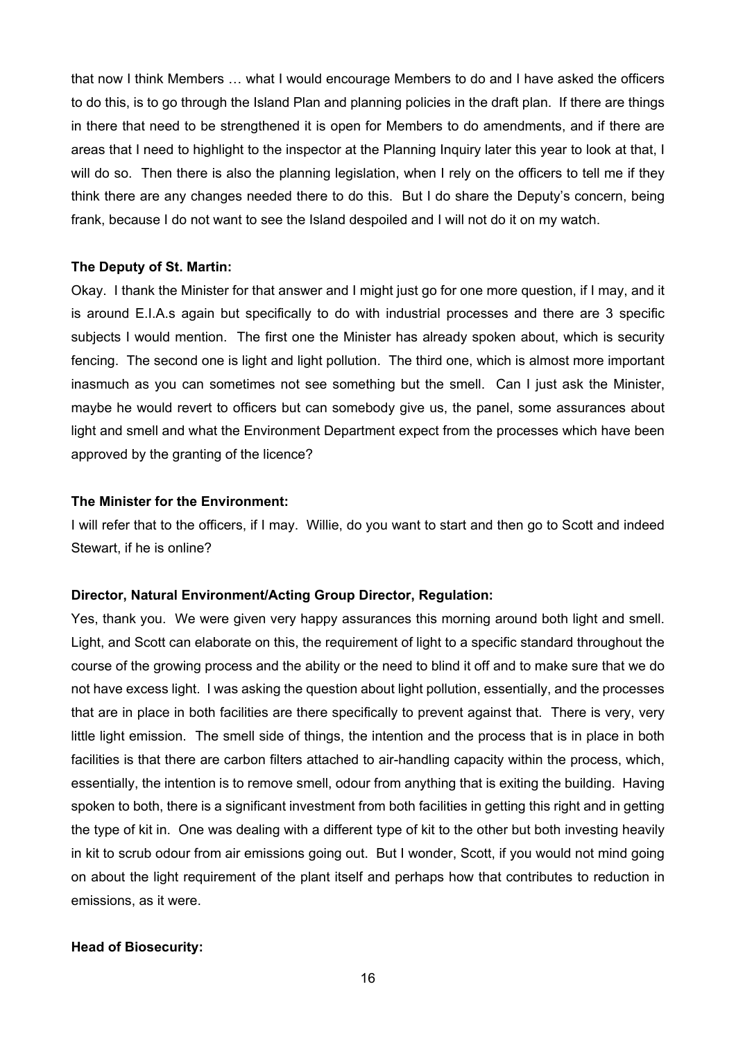that now I think Members … what I would encourage Members to do and I have asked the officers to do this, is to go through the Island Plan and planning policies in the draft plan. If there are things in there that need to be strengthened it is open for Members to do amendments, and if there are areas that I need to highlight to the inspector at the Planning Inquiry later this year to look at that, I will do so. Then there is also the planning legislation, when I rely on the officers to tell me if they think there are any changes needed there to do this. But I do share the Deputy's concern, being frank, because I do not want to see the Island despoiled and I will not do it on my watch.

**The Deputy of St. Martin:**

Okay. I thank the Minister for that answer and I might just go for one more question, if I may, and it is around E.I.A.s again but specifically to do with industrial processes and there are 3 specific subjects I would mention. The first one the Minister has already spoken about, which is security fencing. The second one is light and light pollution. The third one, which is almost more important inasmuch as you can sometimes not see something but the smell. Can I just ask the Minister, maybe he would revert to officers but can somebody give us, the panel, some assurances about light and smell and what the Environment Department expect from the processes which have been approved by the granting of the licence?

**The Minister for the Environment:**

I will refer that to the officers, if I may. Willie, do you want to start and then go to Scott and indeed Stewart, if he is online?

**Director, Natural Environment/Acting Group Director, Regulation:**

Yes, thank you. We were given very happy assurances this morning around both light and smell. Light, and Scott can elaborate on this, the requirement of light to a specific standard throughout the course of the growing process and the ability or the need to blind it off and to make sure that we do not have excess light. I was asking the question about light pollution, essentially, and the processes that are in place in both facilities are there specifically to prevent against that. There is very, very little light emission. The smell side of things, the intention and the process that is in place in both facilities is that there are carbon filters attached to air-handling capacity within the process, which, essentially, the intention is to remove smell, odour from anything that is exiting the building. Having spoken to both, there is a significant investment from both facilities in getting this right and in getting the type of kit in. One was dealing with a different type of kit to the other but both investing heavily in kit to scrub odour from air emissions going out. But I wonder, Scott, if you would not mind going on about the light requirement of the plant itself and perhaps how that contributes to reduction in emissions, as it were.

**Head of Biosecurity:**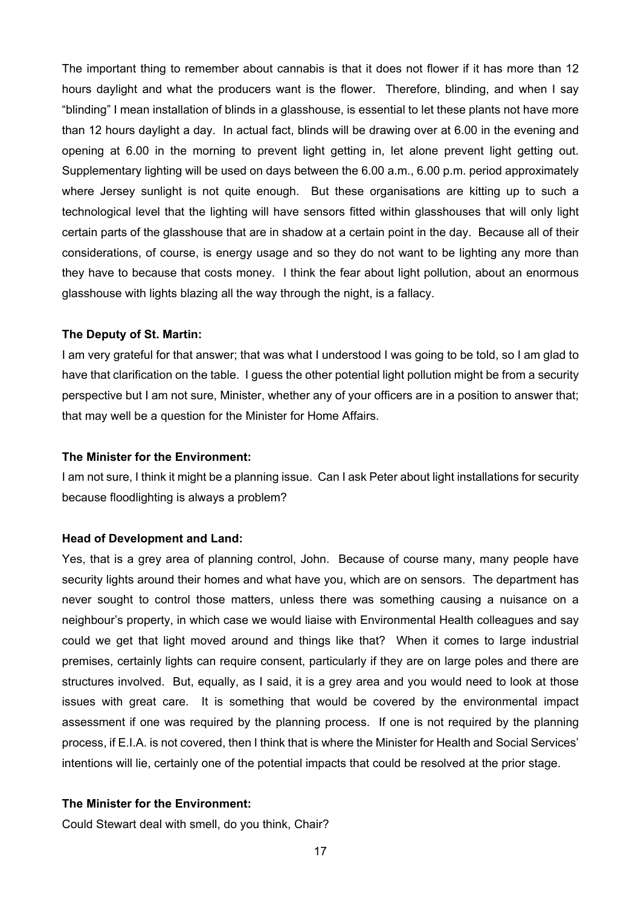The important thing to remember about cannabis is that it does not flower if it has more than 12 hours daylight and what the producers want is the flower. Therefore, blinding, and when I say "blinding" I mean installation of blinds in a glasshouse, is essential to let these plants not have more than 12 hours daylight a day. In actual fact, blinds will be drawing over at 6.00 in the evening and opening at 6.00 in the morning to prevent light getting in, let alone prevent light getting out. Supplementary lighting will be used on days between the 6.00 a.m., 6.00 p.m. period approximately where Jersey sunlight is not quite enough. But these organisations are kitting up to such a technological level that the lighting will have sensors fitted within glasshouses that will only light certain parts of the glasshouse that are in shadow at a certain point in the day. Because all of their considerations, of course, is energy usage and so they do not want to be lighting any more than they have to because that costs money. I think the fear about light pollution, about an enormous glasshouse with lights blazing all the way through the night, is a fallacy.

**The Deputy of St. Martin:**

I am very grateful for that answer; that was what I understood I was going to be told, so I am glad to have that clarification on the table. I guess the other potential light pollution might be from a security perspective but I am not sure, Minister, whether any of your officers are in a position to answer that; that may well be a question for the Minister for Home Affairs.

**The Minister for the Environment:**

I am not sure, I think it might be a planning issue. Can I ask Peter about light installations for security because floodlighting is always a problem?

**Head of Development and Land:**

Yes, that is a grey area of planning control, John. Because of course many, many people have security lights around their homes and what have you, which are on sensors. The department has never sought to control those matters, unless there was something causing a nuisance on a neighbour's property, in which case we would liaise with Environmental Health colleagues and say could we get that light moved around and things like that? When it comes to large industrial premises, certainly lights can require consent, particularly if they are on large poles and there are structures involved. But, equally, as I said, it is a grey area and you would need to look at those issues with great care. It is something that would be covered by the environmental impact assessment if one was required by the planning process. If one is not required by the planning process, if E.I.A. is not covered, then I think that is where the Minister for Health and Social Services' intentions will lie, certainly one of the potential impacts that could be resolved at the prior stage.

**The Minister for the Environment:**

Could Stewart deal with smell, do you think, Chair?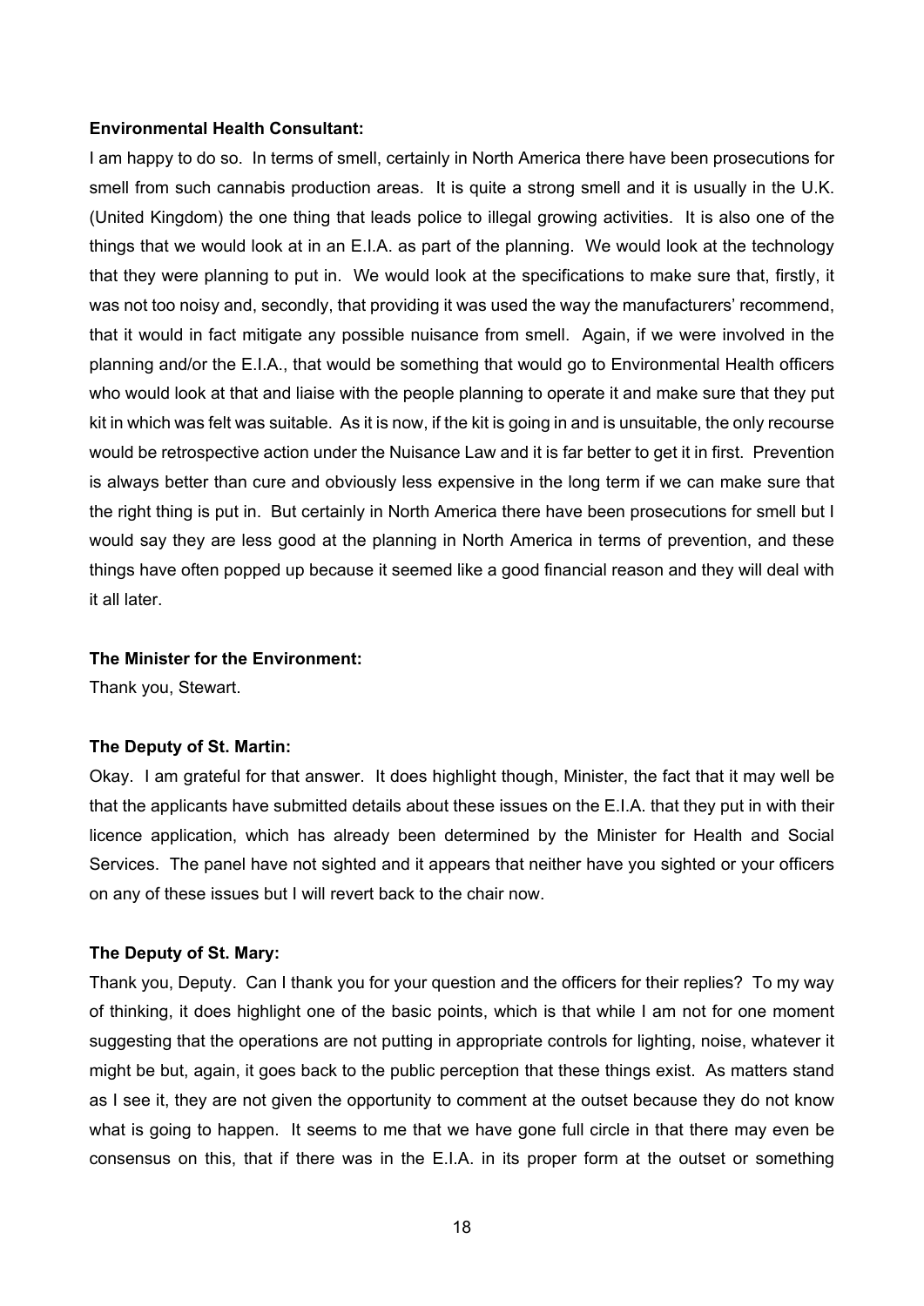**Environmental Health Consultant:**

I am happy to do so. In terms of smell, certainly in North America there have been prosecutions for smell from such cannabis production areas. It is quite a strong smell and it is usually in the U.K. (United Kingdom) the one thing that leads police to illegal growing activities. It is also one of the things that we would look at in an E.I.A. as part of the planning. We would look at the technology that they were planning to put in. We would look at the specifications to make sure that, firstly, it was not too noisy and, secondly, that providing it was used the way the manufacturers' recommend, that it would in fact mitigate any possible nuisance from smell. Again, if we were involved in the planning and/or the E.I.A., that would be something that would go to Environmental Health officers who would look at that and liaise with the people planning to operate it and make sure that they put kit in which was felt was suitable. As it is now, if the kit is going in and is unsuitable, the only recourse would be retrospective action under the Nuisance Law and it is far better to get it in first. Prevention is always better than cure and obviously less expensive in the long term if we can make sure that the right thing is put in. But certainly in North America there have been prosecutions for smell but I would say they are less good at the planning in North America in terms of prevention, and these things have often popped up because it seemed like a good financial reason and they will deal with it all later.

**The Minister for the Environment:**

Thank you, Stewart.

**The Deputy of St. Martin:**

Okay. I am grateful for that answer. It does highlight though, Minister, the fact that it may well be that the applicants have submitted details about these issues on the E.I.A. that they put in with their licence application, which has already been determined by the Minister for Health and Social Services. The panel have not sighted and it appears that neither have you sighted or your officers on any of these issues but I will revert back to the chair now.

**The Deputy of St. Mary:**

Thank you, Deputy. Can I thank you for your question and the officers for their replies? To my way of thinking, it does highlight one of the basic points, which is that while I am not for one moment suggesting that the operations are not putting in appropriate controls for lighting, noise, whatever it might be but, again, it goes back to the public perception that these things exist. As matters stand as I see it, they are not given the opportunity to comment at the outset because they do not know what is going to happen. It seems to me that we have gone full circle in that there may even be consensus on this, that if there was in the E.I.A. in its proper form at the outset or something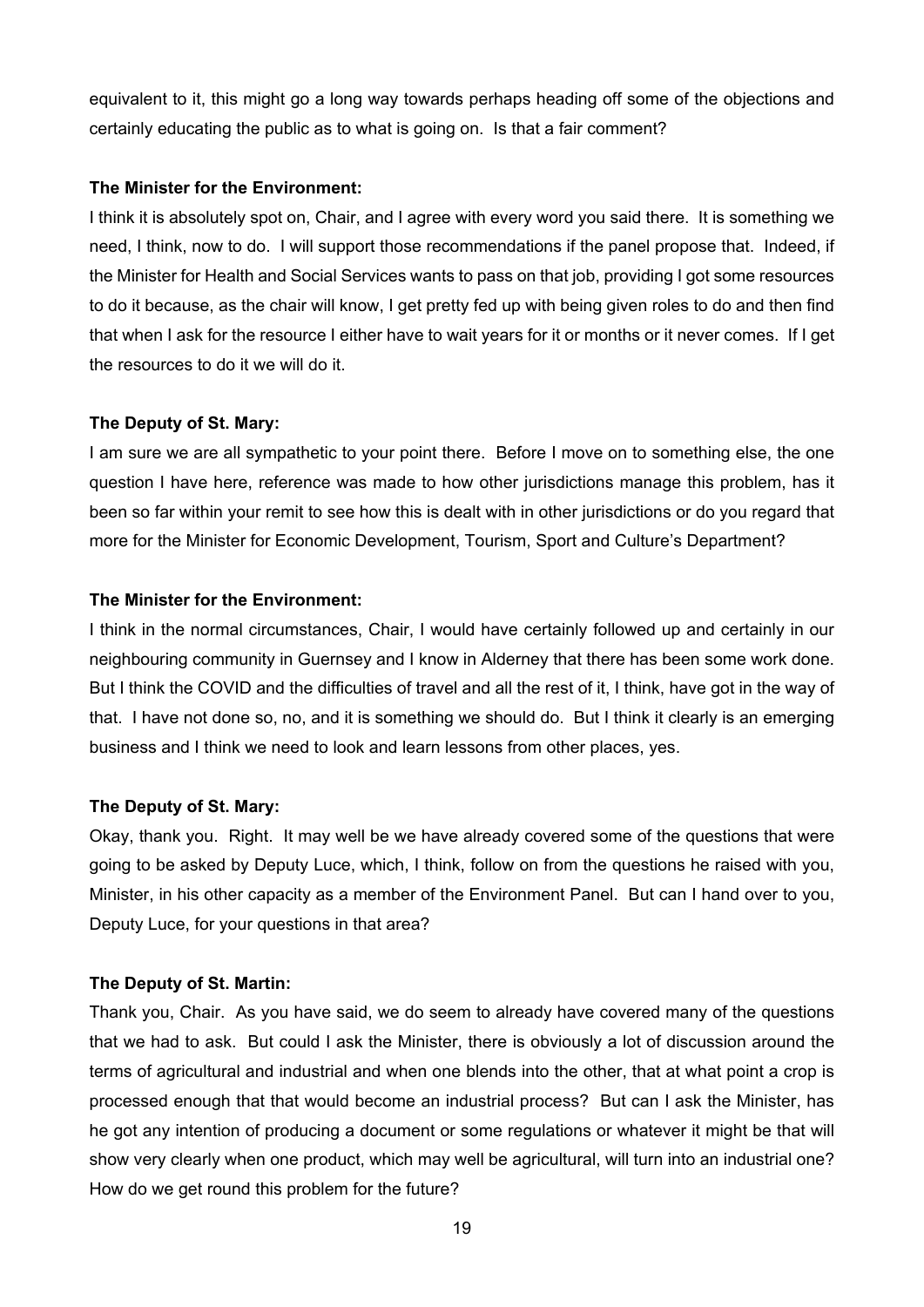equivalent to it, this might go a long way towards perhaps heading off some of the objections and certainly educating the public as to what is going on. Is that a fair comment?

**The Minister for the Environment:**

I think it is absolutely spot on, Chair, and I agree with every word you said there. It is something we need, I think, now to do. I will support those recommendations if the panel propose that. Indeed, if the Minister for Health and Social Services wants to pass on that job, providing I got some resources to do it because, as the chair will know, I get pretty fed up with being given roles to do and then find that when I ask for the resource I either have to wait years for it or months or it never comes. If I get the resources to do it we will do it.

**The Deputy of St. Mary:**

I am sure we are all sympathetic to your point there. Before I move on to something else, the one question I have here, reference was made to how other jurisdictions manage this problem, has it been so far within your remit to see how this is dealt with in other jurisdictions or do you regard that more for the Minister for Economic Development, Tourism, Sport and Culture's Department?

**The Minister for the Environment:**

I think in the normal circumstances, Chair, I would have certainly followed up and certainly in our neighbouring community in Guernsey and I know in Alderney that there has been some work done. But I think the COVID and the difficulties of travel and all the rest of it, I think, have got in the way of that. I have not done so, no, and it is something we should do. But I think it clearly is an emerging business and I think we need to look and learn lessons from other places, yes.

**The Deputy of St. Mary:**

Okay, thank you. Right. It may well be we have already covered some of the questions that were going to be asked by Deputy Luce, which, I think, follow on from the questions he raised with you, Minister, in his other capacity as a member of the Environment Panel. But can I hand over to you, Deputy Luce, for your questions in that area?

**The Deputy of St. Martin:**

Thank you, Chair. As you have said, we do seem to already have covered many of the questions that we had to ask. But could I ask the Minister, there is obviously a lot of discussion around the terms of agricultural and industrial and when one blends into the other, that at what point a crop is processed enough that that would become an industrial process? But can I ask the Minister, has he got any intention of producing a document or some regulations or whatever it might be that will show very clearly when one product, which may well be agricultural, will turn into an industrial one? How do we get round this problem for the future?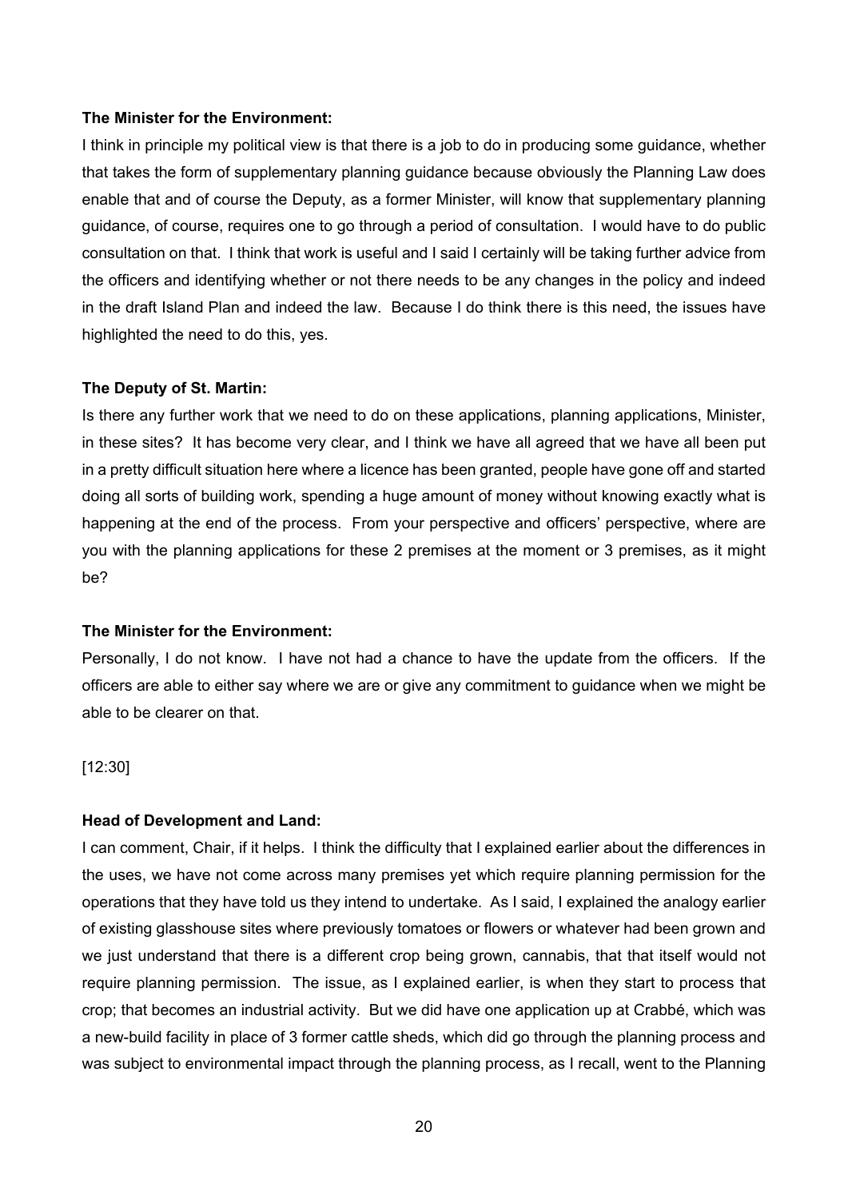**The Minister for the Environment:**

I think in principle my political view is that there is a job to do in producing some guidance, whether that takes the form of supplementary planning guidance because obviously the Planning Law does enable that and of course the Deputy, as a former Minister, will know that supplementary planning guidance, of course, requires one to go through a period of consultation. I would have to do public consultation on that. I think that work is useful and I said I certainly will be taking further advice from the officers and identifying whether or not there needs to be any changes in the policy and indeed in the draft Island Plan and indeed the law. Because I do think there is this need, the issues have highlighted the need to do this, yes.

**The Deputy of St. Martin:**

Is there any further work that we need to do on these applications, planning applications, Minister, in these sites? It has become very clear, and I think we have all agreed that we have all been put in a pretty difficult situation here where a licence has been granted, people have gone off and started doing all sorts of building work, spending a huge amount of money without knowing exactly what is happening at the end of the process. From your perspective and officers' perspective, where are you with the planning applications for these 2 premises at the moment or 3 premises, as it might be?

**The Minister for the Environment:**

Personally, I do not know. I have not had a chance to have the update from the officers. If the officers are able to either say where we are or give any commitment to guidance when we might be able to be clearer on that.

[12:30]

**Head of Development and Land:**

I can comment, Chair, if it helps. I think the difficulty that I explained earlier about the differences in the uses, we have not come across many premises yet which require planning permission for the operations that they have told us they intend to undertake. As I said, I explained the analogy earlier of existing glasshouse sites where previously tomatoes or flowers or whatever had been grown and we just understand that there is a different crop being grown, cannabis, that that itself would not require planning permission. The issue, as I explained earlier, is when they start to process that crop; that becomes an industrial activity. But we did have one application up at Crabbé, which was a new-build facility in place of 3 former cattle sheds, which did go through the planning process and was subject to environmental impact through the planning process, as I recall, went to the Planning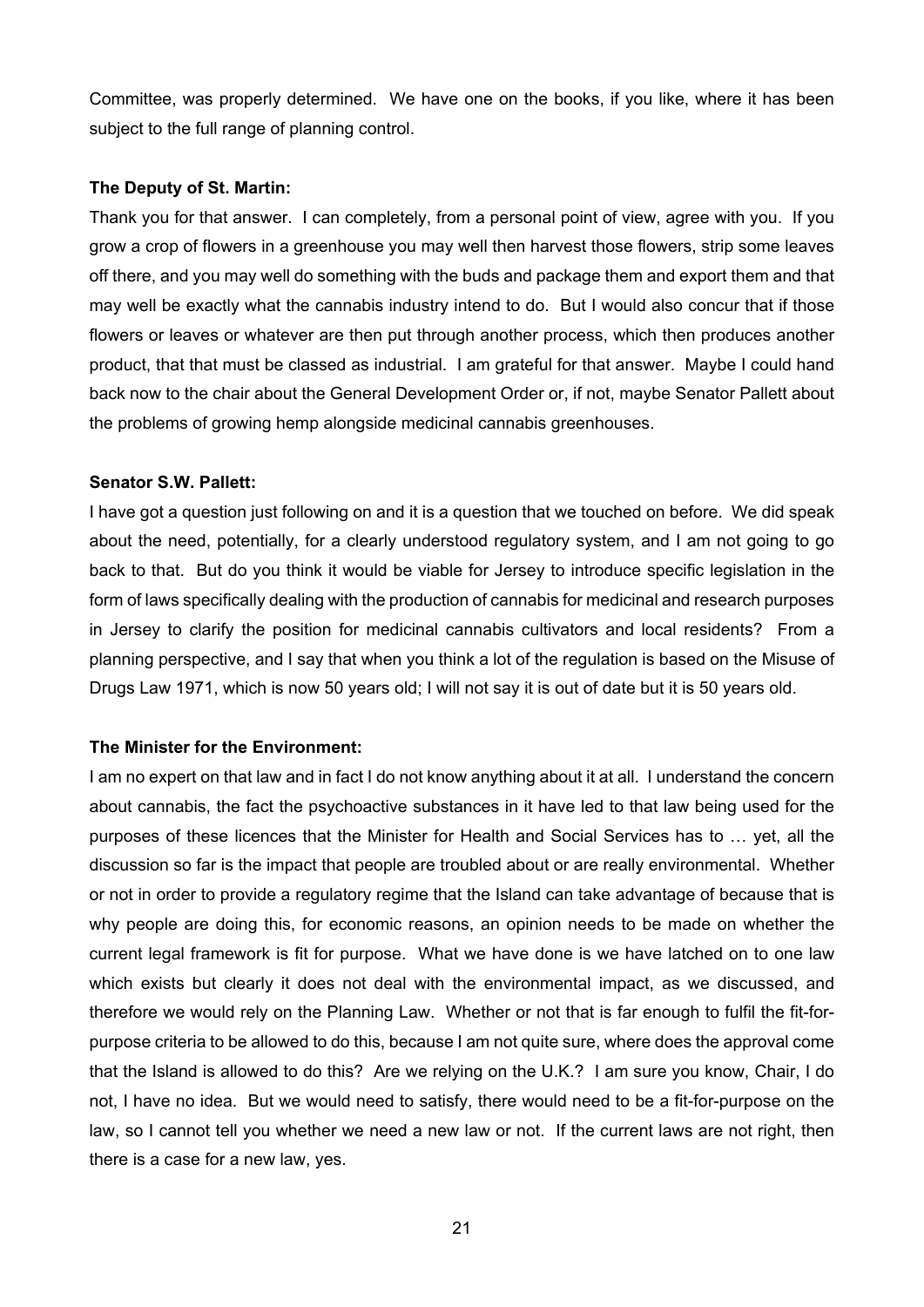Committee, was properly determined. We have one on the books, if you like, where it has been subject to the full range of planning control.

**The Deputy of St. Martin:**

Thank you for that answer. I can completely, from a personal point of view, agree with you. If you grow a crop of flowers in a greenhouse you may well then harvest those flowers, strip some leaves off there, and you may well do something with the buds and package them and export them and that may well be exactly what the cannabis industry intend to do. But I would also concur that if those flowers or leaves or whatever are then put through another process, which then produces another product, that that must be classed as industrial. I am grateful for that answer. Maybe I could hand back now to the chair about the General Development Order or, if not, maybe Senator Pallett about the problems of growing hemp alongside medicinal cannabis greenhouses.

**Senator S.W. Pallett:**

I have got a question just following on and it is a question that we touched on before. We did speak about the need, potentially, for a clearly understood regulatory system, and I am not going to go back to that. But do you think it would be viable for Jersey to introduce specific legislation in the form of laws specifically dealing with the production of cannabis for medicinal and research purposes in Jersey to clarify the position for medicinal cannabis cultivators and local residents? From a planning perspective, and I say that when you think a lot of the regulation is based on the Misuse of Drugs Law 1971, which is now 50 years old; I will not say it is out of date but it is 50 years old.

**The Minister for the Environment:**

I am no expert on that law and in fact I do not know anything about it at all. I understand the concern about cannabis, the fact the psychoactive substances in it have led to that law being used for the purposes of these licences that the Minister for Health and Social Services has to … yet, all the discussion so far is the impact that people are troubled about or are really environmental. Whether or not in order to provide a regulatory regime that the Island can take advantage of because that is why people are doing this, for economic reasons, an opinion needs to be made on whether the current legal framework is fit for purpose. What we have done is we have latched on to one law which exists but clearly it does not deal with the environmental impact, as we discussed, and therefore we would rely on the Planning Law. Whether or not that is far enough to fulfil the fit-for-purpose criteria to be allowed to do this, because I am not quite sure, where does the approval come that the Island is allowed to do this? Are we relying on the U.K.? I am sure you know, Chair, I do not, I have no idea. But we would need to satisfy, there would need to be a fit-for-purpose on the law, so I cannot tell you whether we need a new law or not. If the current laws are not right, then there is a case for a new law, yes.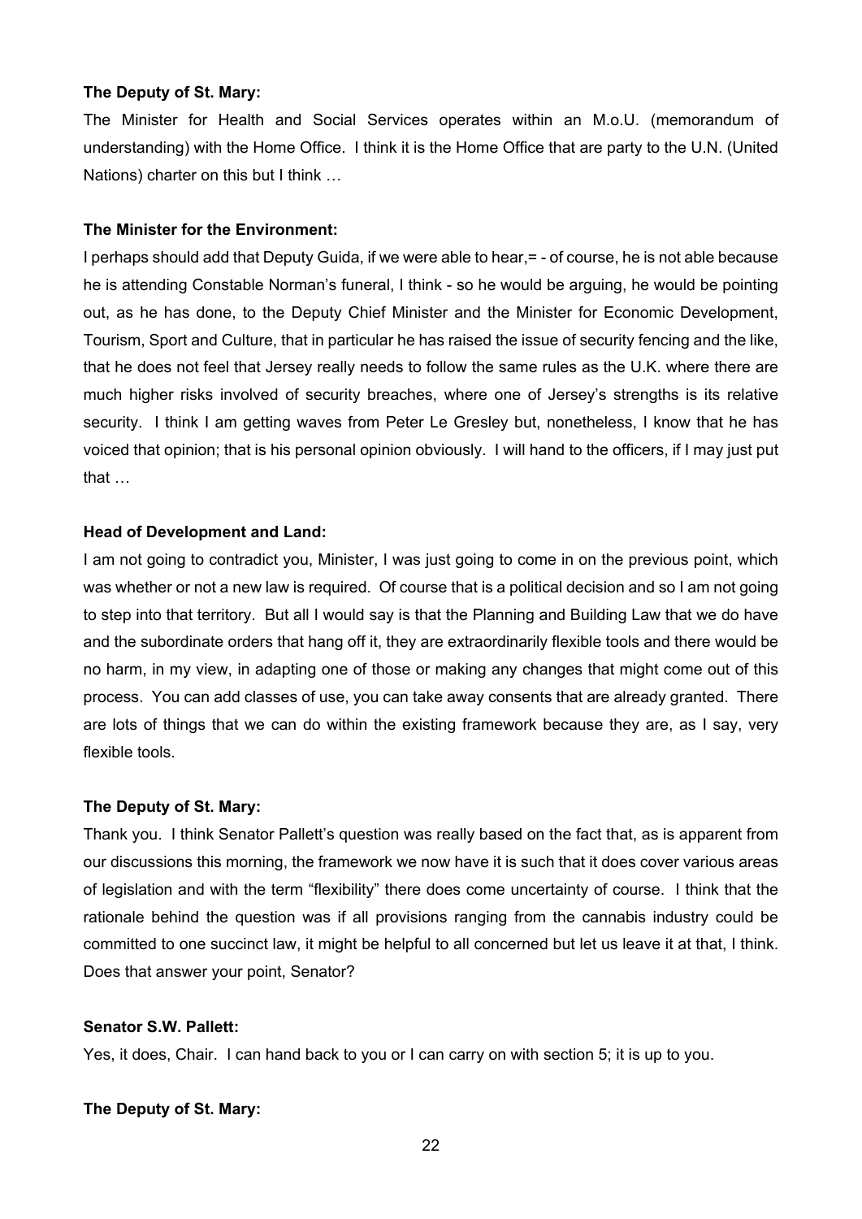**The Deputy of St. Mary:**

The Minister for Health and Social Services operates within an M.o.U. (memorandum of understanding) with the Home Office. I think it is the Home Office that are party to the U.N. (United Nations) charter on this but I think …

**The Minister for the Environment:**

I perhaps should add that Deputy Guida, if we were able to hear,= - of course, he is not able because he is attending Constable Norman's funeral, I think - so he would be arguing, he would be pointing out, as he has done, to the Deputy Chief Minister and the Minister for Economic Development, Tourism, Sport and Culture, that in particular he has raised the issue of security fencing and the like, that he does not feel that Jersey really needs to follow the same rules as the U.K. where there are much higher risks involved of security breaches, where one of Jersey's strengths is its relative security. I think I am getting waves from Peter Le Gresley but, nonetheless, I know that he has voiced that opinion; that is his personal opinion obviously. I will hand to the officers, if I may just put that …

**Head of Development and Land:**

I am not going to contradict you, Minister, I was just going to come in on the previous point, which was whether or not a new law is required. Of course that is a political decision and so I am not going to step into that territory. But all I would say is that the Planning and Building Law that we do have and the subordinate orders that hang off it, they are extraordinarily flexible tools and there would be no harm, in my view, in adapting one of those or making any changes that might come out of this process. You can add classes of use, you can take away consents that are already granted. There are lots of things that we can do within the existing framework because they are, as I say, very flexible tools.

**The Deputy of St. Mary:**

Thank you. I think Senator Pallett's question was really based on the fact that, as is apparent from our discussions this morning, the framework we now have it is such that it does cover various areas of legislation and with the term "flexibility" there does come uncertainty of course. I think that the rationale behind the question was if all provisions ranging from the cannabis industry could be committed to one succinct law, it might be helpful to all concerned but let us leave it at that, I think. Does that answer your point, Senator?

**Senator S.W. Pallett:**

Yes, it does, Chair. I can hand back to you or I can carry on with section 5; it is up to you.

**The Deputy of St. Mary:**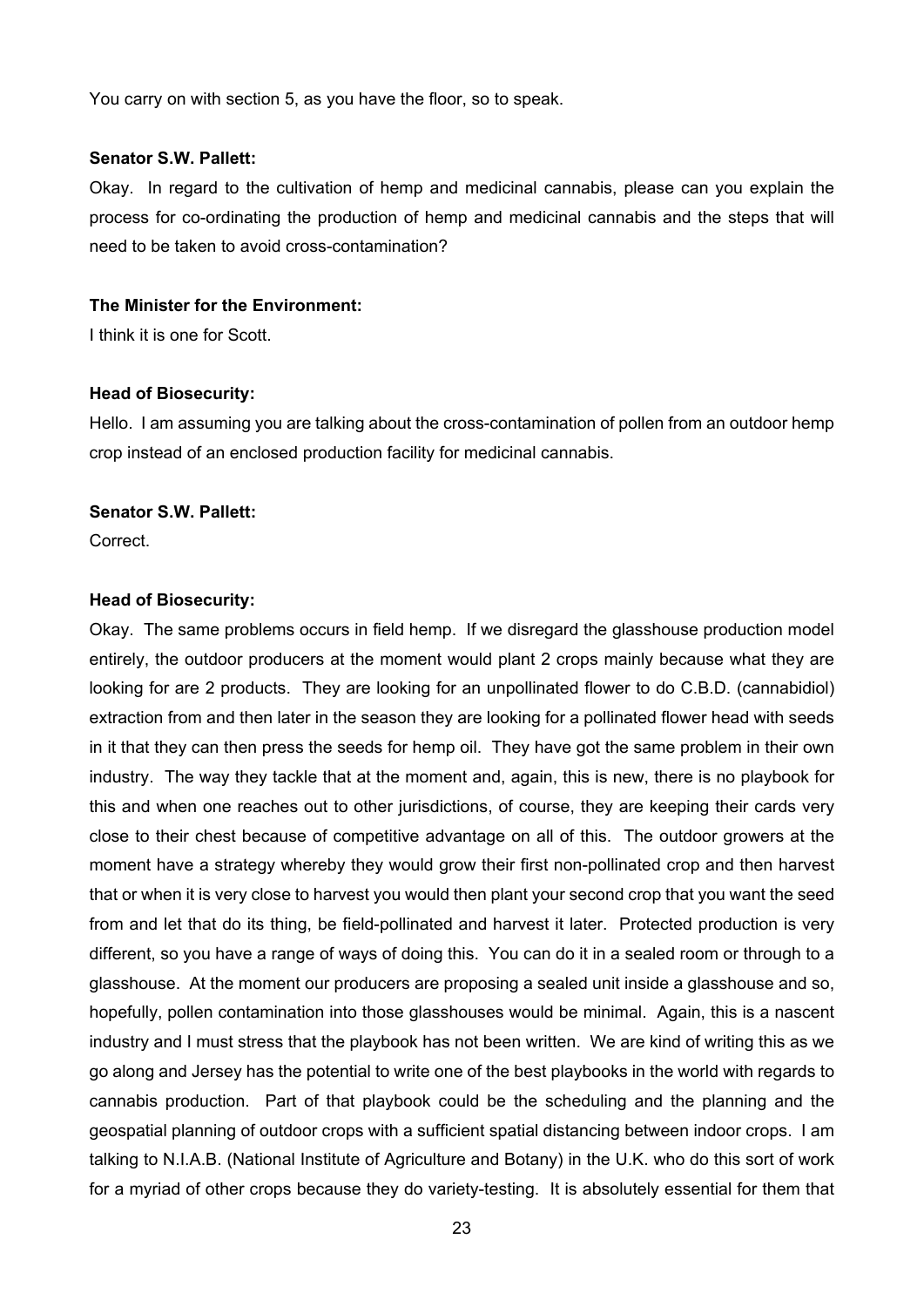You carry on with section 5, as you have the floor, so to speak.

**Senator S.W. Pallett:**

Okay. In regard to the cultivation of hemp and medicinal cannabis, please can you explain the process for co-ordinating the production of hemp and medicinal cannabis and the steps that will need to be taken to avoid cross-contamination?

**The Minister for the Environment:**

I think it is one for Scott.

**Head of Biosecurity:**

Hello. I am assuming you are talking about the cross-contamination of pollen from an outdoor hemp crop instead of an enclosed production facility for medicinal cannabis.

**Senator S.W. Pallett:**

Correct.

**Head of Biosecurity:**

Okay. The same problems occurs in field hemp. If we disregard the glasshouse production model entirely, the outdoor producers at the moment would plant 2 crops mainly because what they are looking for are 2 products. They are looking for an unpollinated flower to do C.B.D. (cannabidiol) extraction from and then later in the season they are looking for a pollinated flower head with seeds in it that they can then press the seeds for hemp oil. They have got the same problem in their own industry. The way they tackle that at the moment and, again, this is new, there is no playbook for this and when one reaches out to other jurisdictions, of course, they are keeping their cards very close to their chest because of competitive advantage on all of this. The outdoor growers at the moment have a strategy whereby they would grow their first non-pollinated crop and then harvest that or when it is very close to harvest you would then plant your second crop that you want the seed from and let that do its thing, be field-pollinated and harvest it later. Protected production is very different, so you have a range of ways of doing this. You can do it in a sealed room or through to a glasshouse. At the moment our producers are proposing a sealed unit inside a glasshouse and so, hopefully, pollen contamination into those glasshouses would be minimal. Again, this is a nascent industry and I must stress that the playbook has not been written. We are kind of writing this as we go along and Jersey has the potential to write one of the best playbooks in the world with regards to cannabis production. Part of that playbook could be the scheduling and the planning and the geospatial planning of outdoor crops with a sufficient spatial distancing between indoor crops. I am talking to N.I.A.B. (National Institute of Agriculture and Botany) in the U.K. who do this sort of work for a myriad of other crops because they do variety-testing. It is absolutely essential for them that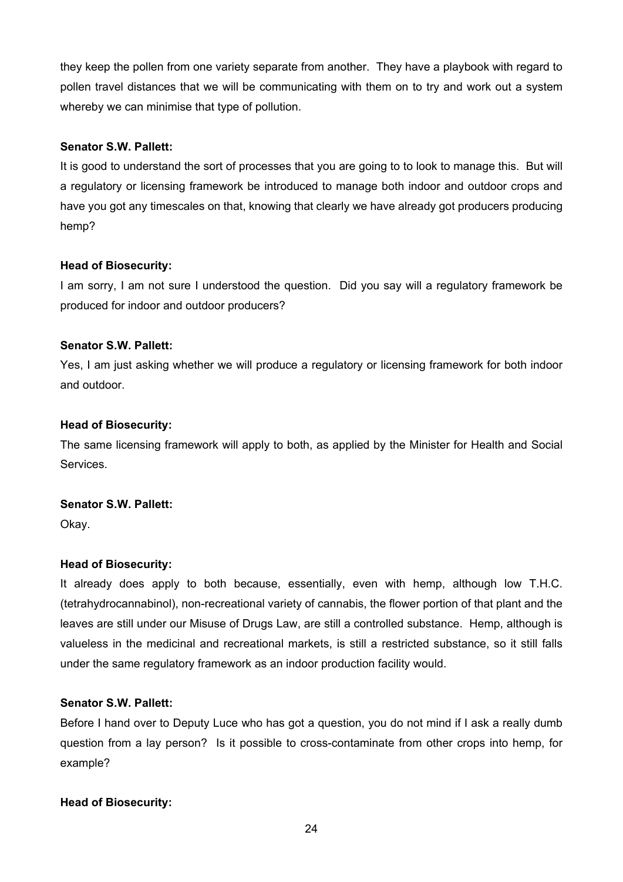they keep the pollen from one variety separate from another. They have a playbook with regard to pollen travel distances that we will be communicating with them on to try and work out a system whereby we can minimise that type of pollution.

**Senator S.W. Pallett:**

It is good to understand the sort of processes that you are going to to look to manage this. But will a regulatory or licensing framework be introduced to manage both indoor and outdoor crops and have you got any timescales on that, knowing that clearly we have already got producers producing hemp?

**Head of Biosecurity:**

I am sorry, I am not sure I understood the question. Did you say will a regulatory framework be produced for indoor and outdoor producers?

**Senator S.W. Pallett:**

Yes, I am just asking whether we will produce a regulatory or licensing framework for both indoor and outdoor.

**Head of Biosecurity:**

The same licensing framework will apply to both, as applied by the Minister for Health and Social Services.

**Senator S.W. Pallett:**

Okay.

**Head of Biosecurity:**

It already does apply to both because, essentially, even with hemp, although low T.H.C. (tetrahydrocannabinol), non-recreational variety of cannabis, the flower portion of that plant and the leaves are still under our Misuse of Drugs Law, are still a controlled substance. Hemp, although is valueless in the medicinal and recreational markets, is still a restricted substance, so it still falls under the same regulatory framework as an indoor production facility would.

**Senator S.W. Pallett:**

Before I hand over to Deputy Luce who has got a question, you do not mind if I ask a really dumb question from a lay person? Is it possible to cross-contaminate from other crops into hemp, for example?

**Head of Biosecurity:**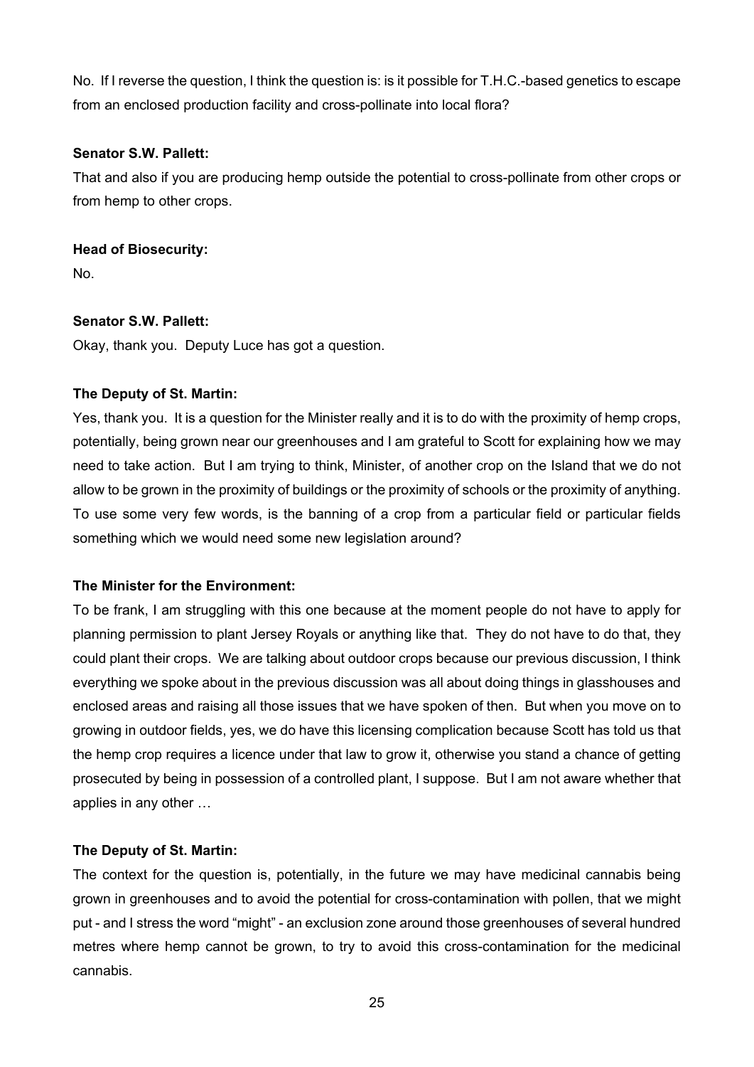No. If I reverse the question, I think the question is: is it possible for T.H.C.-based genetics to escape from an enclosed production facility and cross-pollinate into local flora?

**Senator S.W. Pallett:**

That and also if you are producing hemp outside the potential to cross-pollinate from other crops or from hemp to other crops.

**Head of Biosecurity:**

No.

**Senator S.W. Pallett:**

Okay, thank you. Deputy Luce has got a question.

**The Deputy of St. Martin:**

Yes, thank you. It is a question for the Minister really and it is to do with the proximity of hemp crops, potentially, being grown near our greenhouses and I am grateful to Scott for explaining how we may need to take action. But I am trying to think, Minister, of another crop on the Island that we do not allow to be grown in the proximity of buildings or the proximity of schools or the proximity of anything. To use some very few words, is the banning of a crop from a particular field or particular fields something which we would need some new legislation around?

**The Minister for the Environment:**

To be frank, I am struggling with this one because at the moment people do not have to apply for planning permission to plant Jersey Royals or anything like that. They do not have to do that, they could plant their crops. We are talking about outdoor crops because our previous discussion, I think everything we spoke about in the previous discussion was all about doing things in glasshouses and enclosed areas and raising all those issues that we have spoken of then. But when you move on to growing in outdoor fields, yes, we do have this licensing complication because Scott has told us that the hemp crop requires a licence under that law to grow it, otherwise you stand a chance of getting prosecuted by being in possession of a controlled plant, I suppose. But I am not aware whether that applies in any other …

**The Deputy of St. Martin:**

The context for the question is, potentially, in the future we may have medicinal cannabis being grown in greenhouses and to avoid the potential for cross-contamination with pollen, that we might put - and I stress the word "might" - an exclusion zone around those greenhouses of several hundred metres where hemp cannot be grown, to try to avoid this cross-contamination for the medicinal cannabis.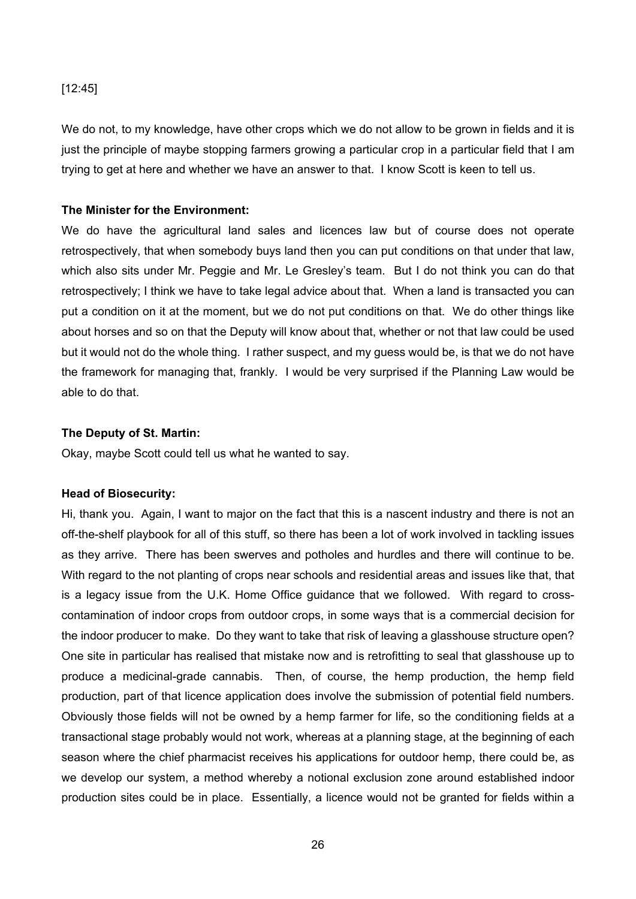[12:45]

We do not, to my knowledge, have other crops which we do not allow to be grown in fields and it is just the principle of maybe stopping farmers growing a particular crop in a particular field that I am trying to get at here and whether we have an answer to that. I know Scott is keen to tell us.

**The Minister for the Environment:**

We do have the agricultural land sales and licences law but of course does not operate retrospectively, that when somebody buys land then you can put conditions on that under that law, which also sits under Mr. Peggie and Mr. Le Gresley's team. But I do not think you can do that retrospectively; I think we have to take legal advice about that. When a land is transacted you can put a condition on it at the moment, but we do not put conditions on that. We do other things like about horses and so on that the Deputy will know about that, whether or not that law could be used but it would not do the whole thing. I rather suspect, and my guess would be, is that we do not have the framework for managing that, frankly. I would be very surprised if the Planning Law would be able to do that.

**The Deputy of St. Martin:**

Okay, maybe Scott could tell us what he wanted to say.

**Head of Biosecurity:**

Hi, thank you. Again, I want to major on the fact that this is a nascent industry and there is not an off-the-shelf playbook for all of this stuff, so there has been a lot of work involved in tackling issues as they arrive. There has been swerves and potholes and hurdles and there will continue to be. With regard to the not planting of crops near schools and residential areas and issues like that, that is a legacy issue from the U.K. Home Office guidance that we followed. With regard to cross-contamination of indoor crops from outdoor crops, in some ways that is a commercial decision for the indoor producer to make. Do they want to take that risk of leaving a glasshouse structure open? One site in particular has realised that mistake now and is retrofitting to seal that glasshouse up to produce a medicinal-grade cannabis. Then, of course, the hemp production, the hemp field production, part of that licence application does involve the submission of potential field numbers. Obviously those fields will not be owned by a hemp farmer for life, so the conditioning fields at a transactional stage probably would not work, whereas at a planning stage, at the beginning of each season where the chief pharmacist receives his applications for outdoor hemp, there could be, as we develop our system, a method whereby a notional exclusion zone around established indoor production sites could be in place. Essentially, a licence would not be granted for fields within a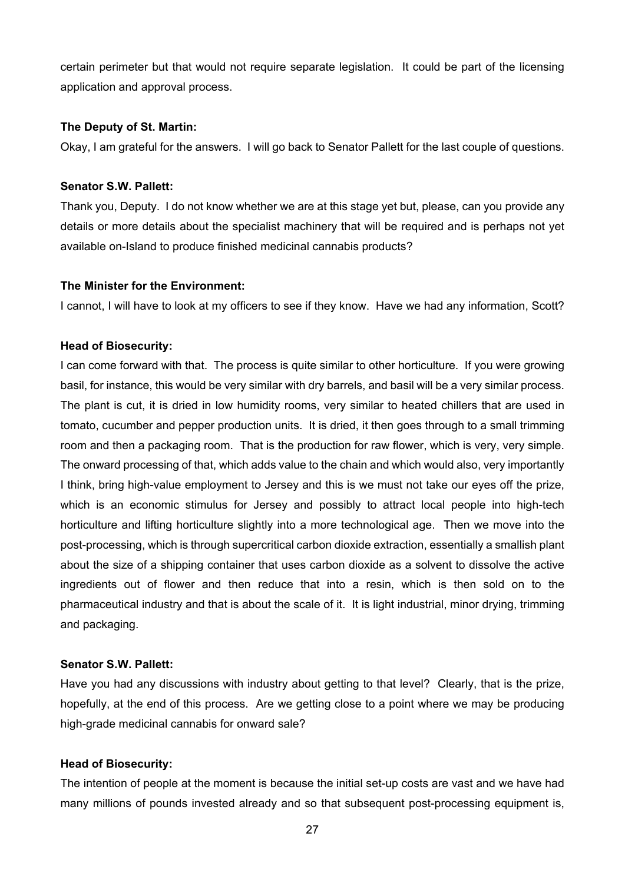certain perimeter but that would not require separate legislation. It could be part of the licensing application and approval process.

**The Deputy of St. Martin:**

Okay, I am grateful for the answers. I will go back to Senator Pallett for the last couple of questions.

**Senator S.W. Pallett:**

Thank you, Deputy. I do not know whether we are at this stage yet but, please, can you provide any details or more details about the specialist machinery that will be required and is perhaps not yet available on-Island to produce finished medicinal cannabis products?

**The Minister for the Environment:**

I cannot, I will have to look at my officers to see if they know. Have we had any information, Scott?

**Head of Biosecurity:**

I can come forward with that. The process is quite similar to other horticulture. If you were growing basil, for instance, this would be very similar with dry barrels, and basil will be a very similar process. The plant is cut, it is dried in low humidity rooms, very similar to heated chillers that are used in tomato, cucumber and pepper production units. It is dried, it then goes through to a small trimming room and then a packaging room. That is the production for raw flower, which is very, very simple. The onward processing of that, which adds value to the chain and which would also, very importantly I think, bring high-value employment to Jersey and this is we must not take our eyes off the prize, which is an economic stimulus for Jersey and possibly to attract local people into high-tech horticulture and lifting horticulture slightly into a more technological age. Then we move into the post-processing, which is through supercritical carbon dioxide extraction, essentially a smallish plant about the size of a shipping container that uses carbon dioxide as a solvent to dissolve the active ingredients out of flower and then reduce that into a resin, which is then sold on to the pharmaceutical industry and that is about the scale of it. It is light industrial, minor drying, trimming and packaging.

**Senator S.W. Pallett:**

Have you had any discussions with industry about getting to that level? Clearly, that is the prize, hopefully, at the end of this process. Are we getting close to a point where we may be producing high-grade medicinal cannabis for onward sale?

**Head of Biosecurity:**

The intention of people at the moment is because the initial set-up costs are vast and we have had many millions of pounds invested already and so that subsequent post-processing equipment is,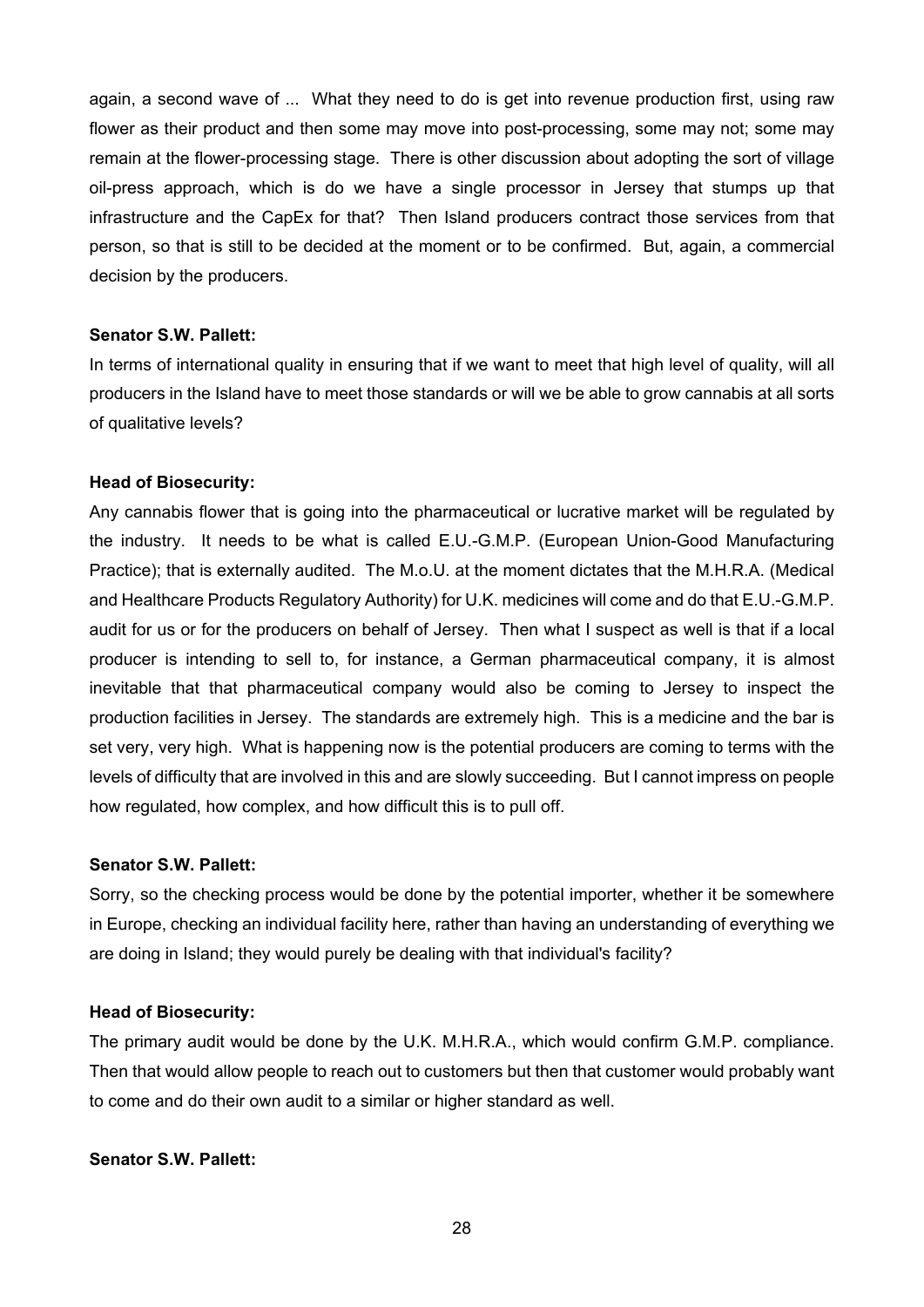again, a second wave of ... What they need to do is get into revenue production first, using raw flower as their product and then some may move into post-processing, some may not; some may remain at the flower-processing stage. There is other discussion about adopting the sort of village oil-press approach, which is do we have a single processor in Jersey that stumps up that infrastructure and the CapEx for that? Then Island producers contract those services from that person, so that is still to be decided at the moment or to be confirmed. But, again, a commercial decision by the producers.

**Senator S.W. Pallett:**

In terms of international quality in ensuring that if we want to meet that high level of quality, will all producers in the Island have to meet those standards or will we be able to grow cannabis at all sorts of qualitative levels?

**Head of Biosecurity:**

Any cannabis flower that is going into the pharmaceutical or lucrative market will be regulated by the industry. It needs to be what is called E.U.-G.M.P. (European Union-Good Manufacturing Practice); that is externally audited. The M.o.U. at the moment dictates that the M.H.R.A. (Medical and Healthcare Products Regulatory Authority) for U.K. medicines will come and do that E.U.-G.M.P. audit for us or for the producers on behalf of Jersey. Then what I suspect as well is that if a local producer is intending to sell to, for instance, a German pharmaceutical company, it is almost inevitable that that pharmaceutical company would also be coming to Jersey to inspect the production facilities in Jersey. The standards are extremely high. This is a medicine and the bar is set very, very high. What is happening now is the potential producers are coming to terms with the levels of difficulty that are involved in this and are slowly succeeding. But I cannot impress on people how regulated, how complex, and how difficult this is to pull off.

**Senator S.W. Pallett:**

Sorry, so the checking process would be done by the potential importer, whether it be somewhere in Europe, checking an individual facility here, rather than having an understanding of everything we are doing in Island; they would purely be dealing with that individual's facility?

**Head of Biosecurity:**

The primary audit would be done by the U.K. M.H.R.A., which would confirm G.M.P. compliance. Then that would allow people to reach out to customers but then that customer would probably want to come and do their own audit to a similar or higher standard as well.

**Senator S.W. Pallett:**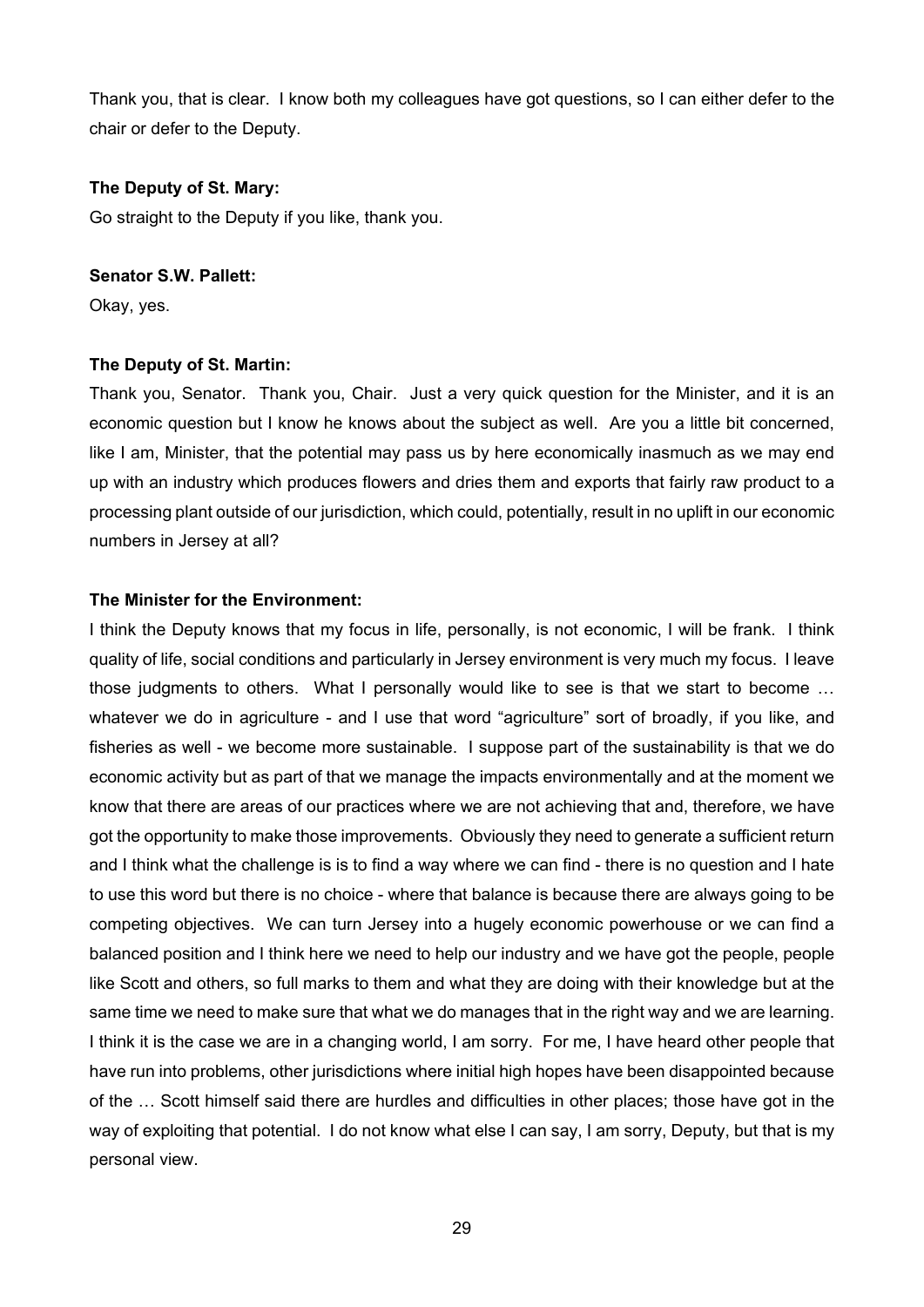Thank you, that is clear. I know both my colleagues have got questions, so I can either defer to the chair or defer to the Deputy.

**The Deputy of St. Mary:**

Go straight to the Deputy if you like, thank you.

**Senator S.W. Pallett:**

Okay, yes.

**The Deputy of St. Martin:**

Thank you, Senator. Thank you, Chair. Just a very quick question for the Minister, and it is an economic question but I know he knows about the subject as well. Are you a little bit concerned, like I am, Minister, that the potential may pass us by here economically inasmuch as we may end up with an industry which produces flowers and dries them and exports that fairly raw product to a processing plant outside of our jurisdiction, which could, potentially, result in no uplift in our economic numbers in Jersey at all?

**The Minister for the Environment:**

I think the Deputy knows that my focus in life, personally, is not economic, I will be frank. I think quality of life, social conditions and particularly in Jersey environment is very much my focus. I leave those judgments to others. What I personally would like to see is that we start to become … whatever we do in agriculture - and I use that word "agriculture" sort of broadly, if you like, and fisheries as well - we become more sustainable. I suppose part of the sustainability is that we do economic activity but as part of that we manage the impacts environmentally and at the moment we know that there are areas of our practices where we are not achieving that and, therefore, we have got the opportunity to make those improvements. Obviously they need to generate a sufficient return and I think what the challenge is is to find a way where we can find - there is no question and I hate to use this word but there is no choice - where that balance is because there are always going to be competing objectives. We can turn Jersey into a hugely economic powerhouse or we can find a balanced position and I think here we need to help our industry and we have got the people, people like Scott and others, so full marks to them and what they are doing with their knowledge but at the same time we need to make sure that what we do manages that in the right way and we are learning. I think it is the case we are in a changing world, I am sorry. For me, I have heard other people that have run into problems, other jurisdictions where initial high hopes have been disappointed because of the … Scott himself said there are hurdles and difficulties in other places; those have got in the way of exploiting that potential. I do not know what else I can say, I am sorry, Deputy, but that is my personal view.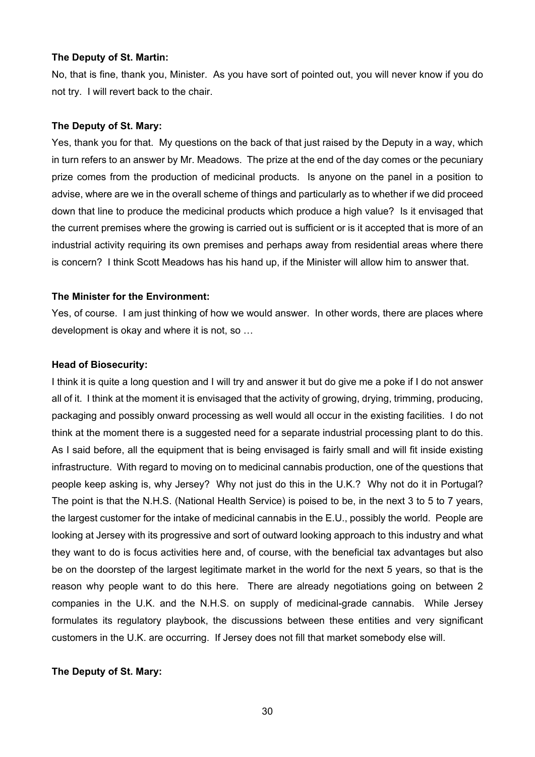**The Deputy of St. Martin:**

No, that is fine, thank you, Minister. As you have sort of pointed out, you will never know if you do not try. I will revert back to the chair.

**The Deputy of St. Mary:**

Yes, thank you for that. My questions on the back of that just raised by the Deputy in a way, which in turn refers to an answer by Mr. Meadows. The prize at the end of the day comes or the pecuniary prize comes from the production of medicinal products. Is anyone on the panel in a position to advise, where are we in the overall scheme of things and particularly as to whether if we did proceed down that line to produce the medicinal products which produce a high value? Is it envisaged that the current premises where the growing is carried out is sufficient or is it accepted that is more of an industrial activity requiring its own premises and perhaps away from residential areas where there is concern? I think Scott Meadows has his hand up, if the Minister will allow him to answer that.

**The Minister for the Environment:**

Yes, of course. I am just thinking of how we would answer. In other words, there are places where development is okay and where it is not, so …

**Head of Biosecurity:**

I think it is quite a long question and I will try and answer it but do give me a poke if I do not answer all of it. I think at the moment it is envisaged that the activity of growing, drying, trimming, producing, packaging and possibly onward processing as well would all occur in the existing facilities. I do not think at the moment there is a suggested need for a separate industrial processing plant to do this. As I said before, all the equipment that is being envisaged is fairly small and will fit inside existing infrastructure. With regard to moving on to medicinal cannabis production, one of the questions that people keep asking is, why Jersey? Why not just do this in the U.K.? Why not do it in Portugal? The point is that the N.H.S. (National Health Service) is poised to be, in the next 3 to 5 to 7 years, the largest customer for the intake of medicinal cannabis in the E.U., possibly the world. People are looking at Jersey with its progressive and sort of outward looking approach to this industry and what they want to do is focus activities here and, of course, with the beneficial tax advantages but also be on the doorstep of the largest legitimate market in the world for the next 5 years, so that is the reason why people want to do this here. There are already negotiations going on between 2 companies in the U.K. and the N.H.S. on supply of medicinal-grade cannabis. While Jersey formulates its regulatory playbook, the discussions between these entities and very significant customers in the U.K. are occurring. If Jersey does not fill that market somebody else will.

**The Deputy of St. Mary:**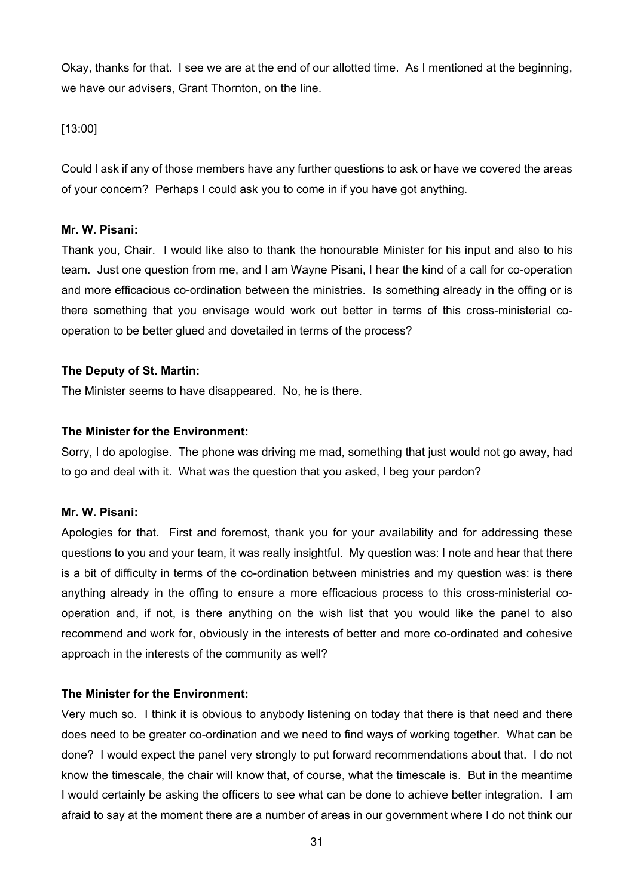Okay, thanks for that. I see we are at the end of our allotted time. As I mentioned at the beginning, we have our advisers, Grant Thornton, on the line.

[13:00]

Could I ask if any of those members have any further questions to ask or have we covered the areas of your concern? Perhaps I could ask you to come in if you have got anything.

**Mr. W. Pisani:**

Thank you, Chair. I would like also to thank the honourable Minister for his input and also to his team. Just one question from me, and I am Wayne Pisani, I hear the kind of a call for co-operation and more efficacious co-ordination between the ministries. Is something already in the offing or is there something that you envisage would work out better in terms of this cross-ministerial co-operation to be better glued and dovetailed in terms of the process?

**The Deputy of St. Martin:**

The Minister seems to have disappeared. No, he is there.

**The Minister for the Environment:**

Sorry, I do apologise. The phone was driving me mad, something that just would not go away, had to go and deal with it. What was the question that you asked, I beg your pardon?

**Mr. W. Pisani:**

Apologies for that. First and foremost, thank you for your availability and for addressing these questions to you and your team, it was really insightful. My question was: I note and hear that there is a bit of difficulty in terms of the co-ordination between ministries and my question was: is there anything already in the offing to ensure a more efficacious process to this cross-ministerial co-operation and, if not, is there anything on the wish list that you would like the panel to also recommend and work for, obviously in the interests of better and more co-ordinated and cohesive approach in the interests of the community as well?

**The Minister for the Environment:**

Very much so. I think it is obvious to anybody listening on today that there is that need and there does need to be greater co-ordination and we need to find ways of working together. What can be done? I would expect the panel very strongly to put forward recommendations about that. I do not know the timescale, the chair will know that, of course, what the timescale is. But in the meantime I would certainly be asking the officers to see what can be done to achieve better integration. I am afraid to say at the moment there are a number of areas in our government where I do not think our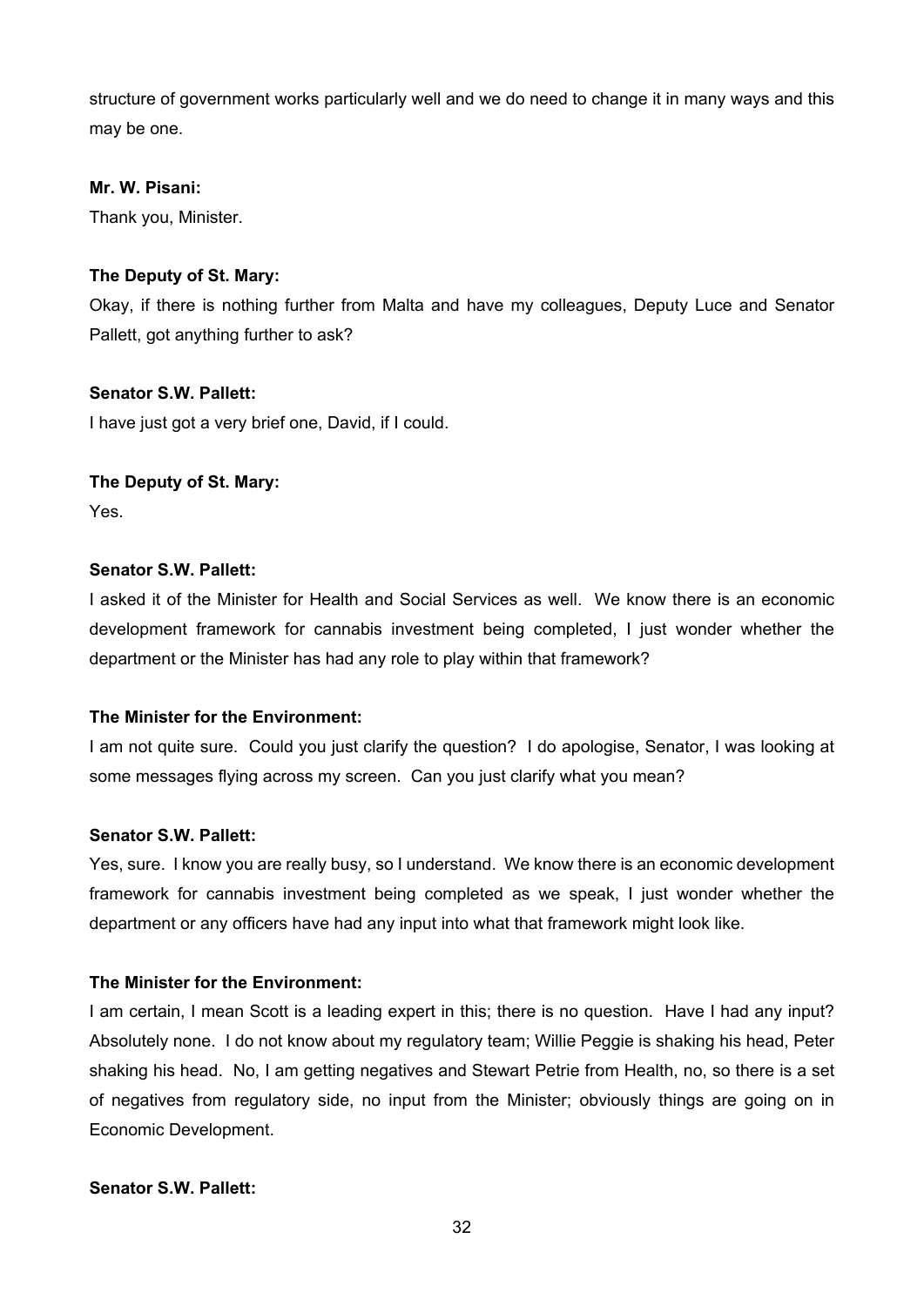structure of government works particularly well and we do need to change it in many ways and this may be one.

**Mr. W. Pisani:**

Thank you, Minister.

**The Deputy of St. Mary:**

Okay, if there is nothing further from Malta and have my colleagues, Deputy Luce and Senator Pallett, got anything further to ask?

**Senator S.W. Pallett:**

I have just got a very brief one, David, if I could.

**The Deputy of St. Mary:**

Yes.

**Senator S.W. Pallett:**

I asked it of the Minister for Health and Social Services as well. We know there is an economic development framework for cannabis investment being completed, I just wonder whether the department or the Minister has had any role to play within that framework?

**The Minister for the Environment:**

I am not quite sure. Could you just clarify the question? I do apologise, Senator, I was looking at some messages flying across my screen. Can you just clarify what you mean?

**Senator S.W. Pallett:**

Yes, sure. I know you are really busy, so I understand. We know there is an economic development framework for cannabis investment being completed as we speak, I just wonder whether the department or any officers have had any input into what that framework might look like.

**The Minister for the Environment:**

I am certain, I mean Scott is a leading expert in this; there is no question. Have I had any input? Absolutely none. I do not know about my regulatory team; Willie Peggie is shaking his head, Peter shaking his head. No, I am getting negatives and Stewart Petrie from Health, no, so there is a set of negatives from regulatory side, no input from the Minister; obviously things are going on in Economic Development.

**Senator S.W. Pallett:**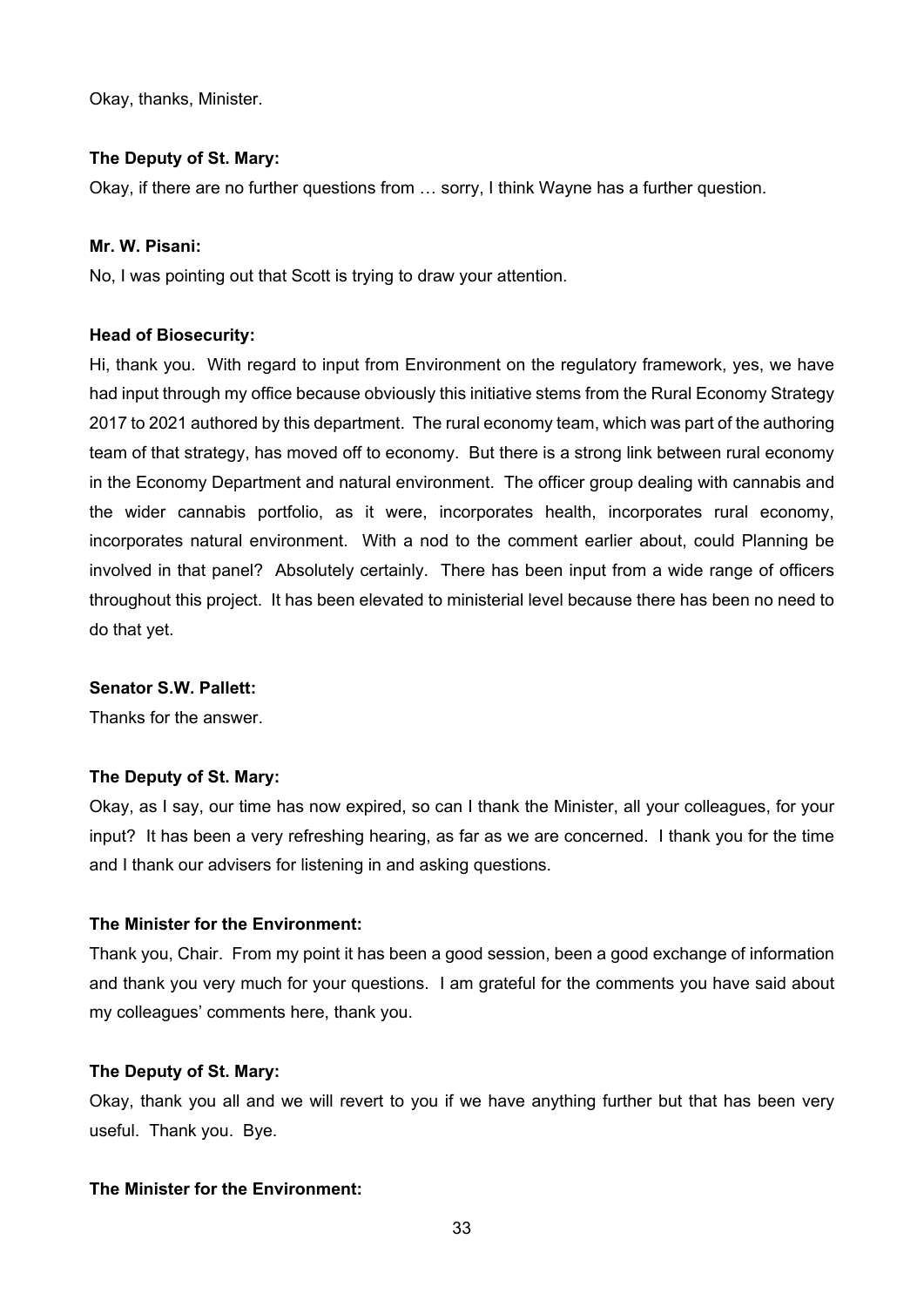Okay, thanks, Minister.

**The Deputy of St. Mary:**

Okay, if there are no further questions from … sorry, I think Wayne has a further question.

**Mr. W. Pisani:**

No, I was pointing out that Scott is trying to draw your attention.

**Head of Biosecurity:**

Hi, thank you. With regard to input from Environment on the regulatory framework, yes, we have had input through my office because obviously this initiative stems from the Rural Economy Strategy 2017 to 2021 authored by this department. The rural economy team, which was part of the authoring team of that strategy, has moved off to economy. But there is a strong link between rural economy in the Economy Department and natural environment. The officer group dealing with cannabis and the wider cannabis portfolio, as it were, incorporates health, incorporates rural economy, incorporates natural environment. With a nod to the comment earlier about, could Planning be involved in that panel? Absolutely certainly. There has been input from a wide range of officers throughout this project. It has been elevated to ministerial level because there has been no need to do that yet.

**Senator S.W. Pallett:**

Thanks for the answer.

**The Deputy of St. Mary:**

Okay, as I say, our time has now expired, so can I thank the Minister, all your colleagues, for your input? It has been a very refreshing hearing, as far as we are concerned. I thank you for the time and I thank our advisers for listening in and asking questions.

**The Minister for the Environment:**

Thank you, Chair. From my point it has been a good session, been a good exchange of information and thank you very much for your questions. I am grateful for the comments you have said about my colleagues' comments here, thank you.

**The Deputy of St. Mary:**

Okay, thank you all and we will revert to you if we have anything further but that has been very useful. Thank you. Bye.

**The Minister for the Environment:**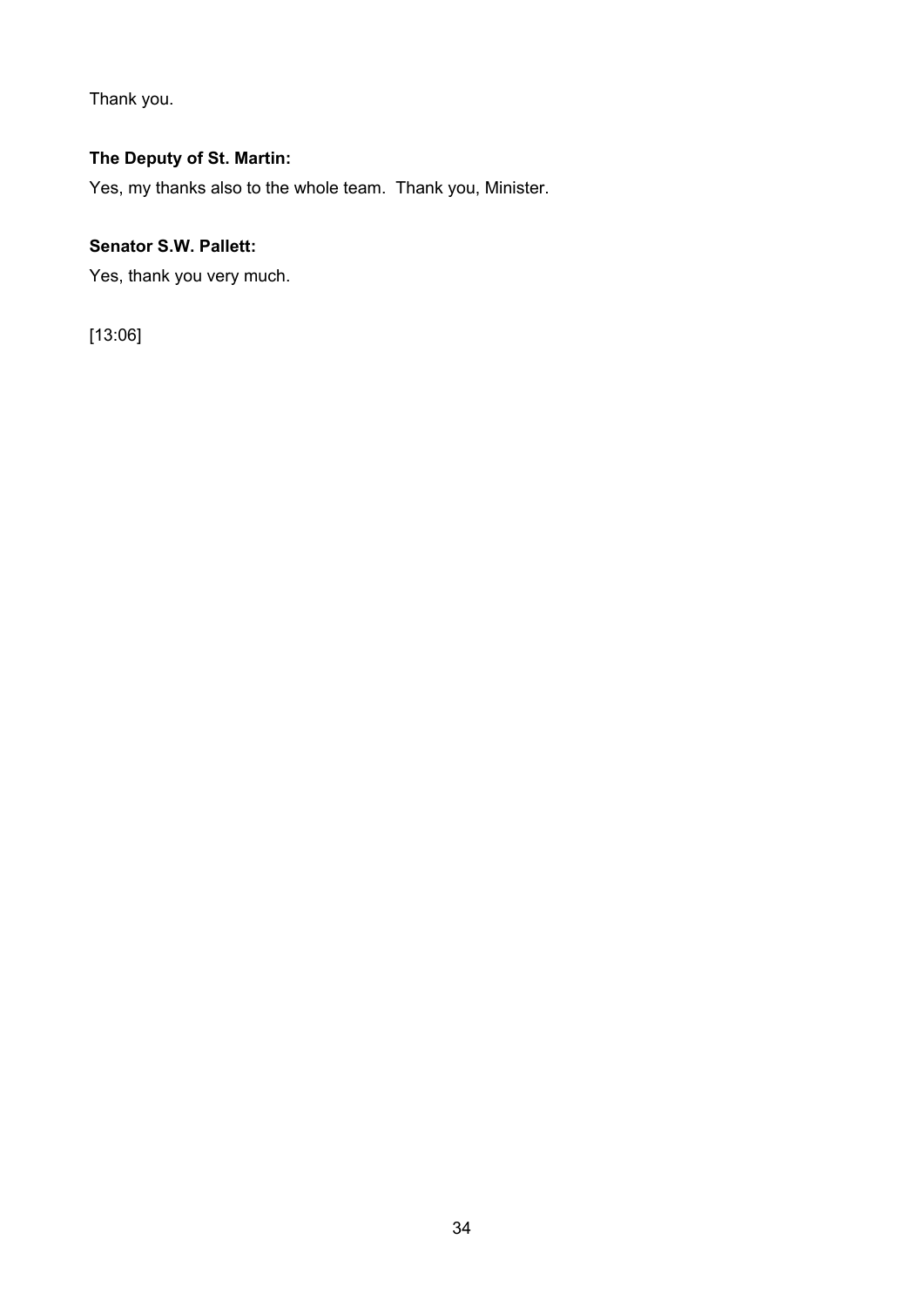Thank you.

**The Deputy of St. Martin:**

Yes, my thanks also to the whole team. Thank you, Minister.

**Senator S.W. Pallett:**

Yes, thank you very much.

[13:06]